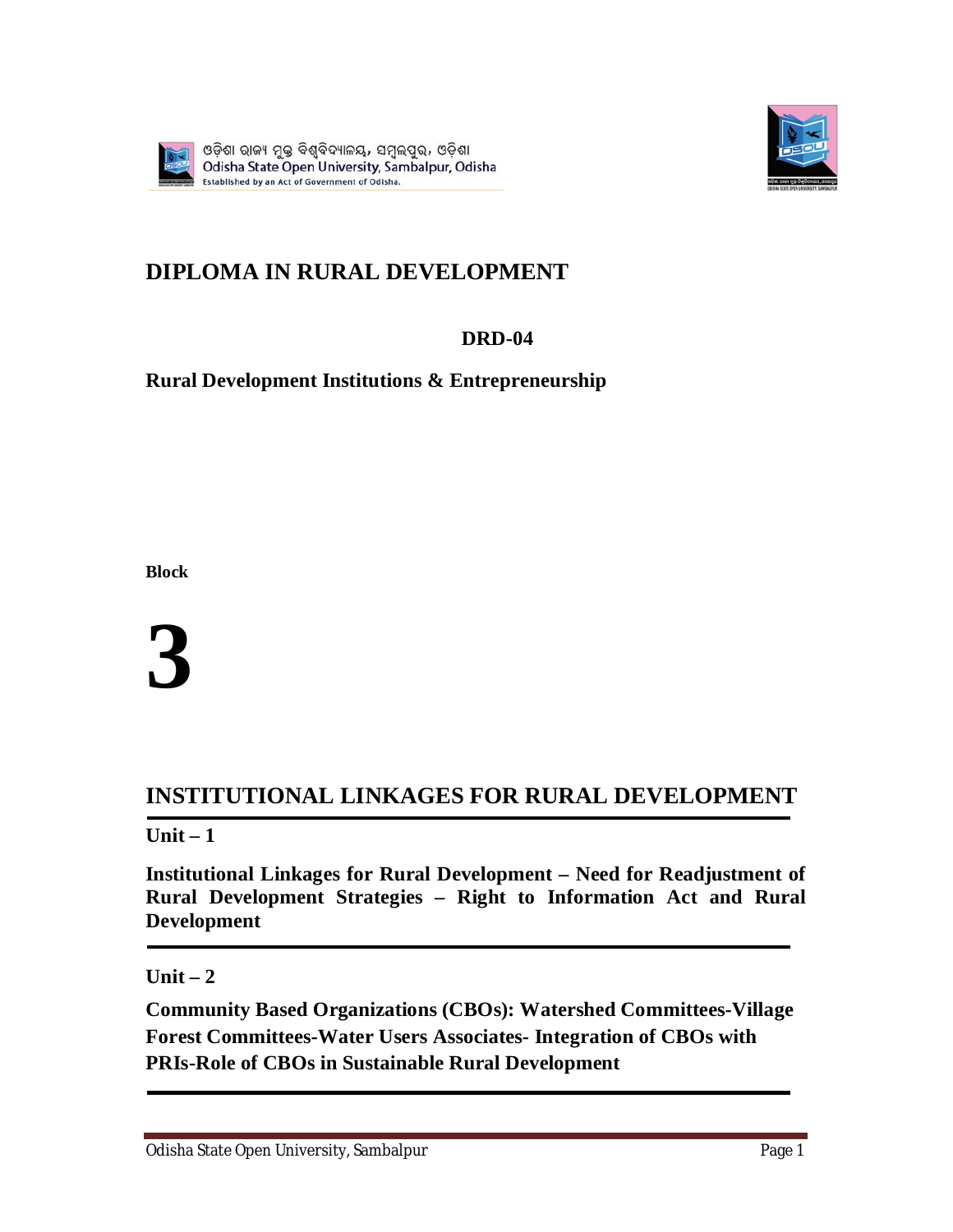ଓଡ଼ିଶା ରାଜ୍ୟ ମୁକ୍ତ ବିଶ୍ୱବିଦ୍ୟାଳୟ, ସମ୍ବଲପୁର, ଓଡ଼ିଶା
Odisha State Open University, Sambalpur, Odisha
Established by an Act of Government of Odisha.

# DIPLOMA IN RURAL DEVELOPMENT

**DRD-04**

**Rural Development Institutions & Entrepreneurship**

**Block**

# 3

## INSTITUTIONAL LINKAGES FOR RURAL DEVELOPMENT

---

**Unit – 1**

**Institutional Linkages for Rural Development – Need for Readjustment of Rural Development Strategies – Right to Information Act and Rural Development**

---

**Unit – 2**

**Community Based Organizations (CBOs): Watershed Committees-Village Forest Committees-Water Users Associates- Integration of CBOs with PRIs-Role of CBOs in Sustainable Rural Development**

---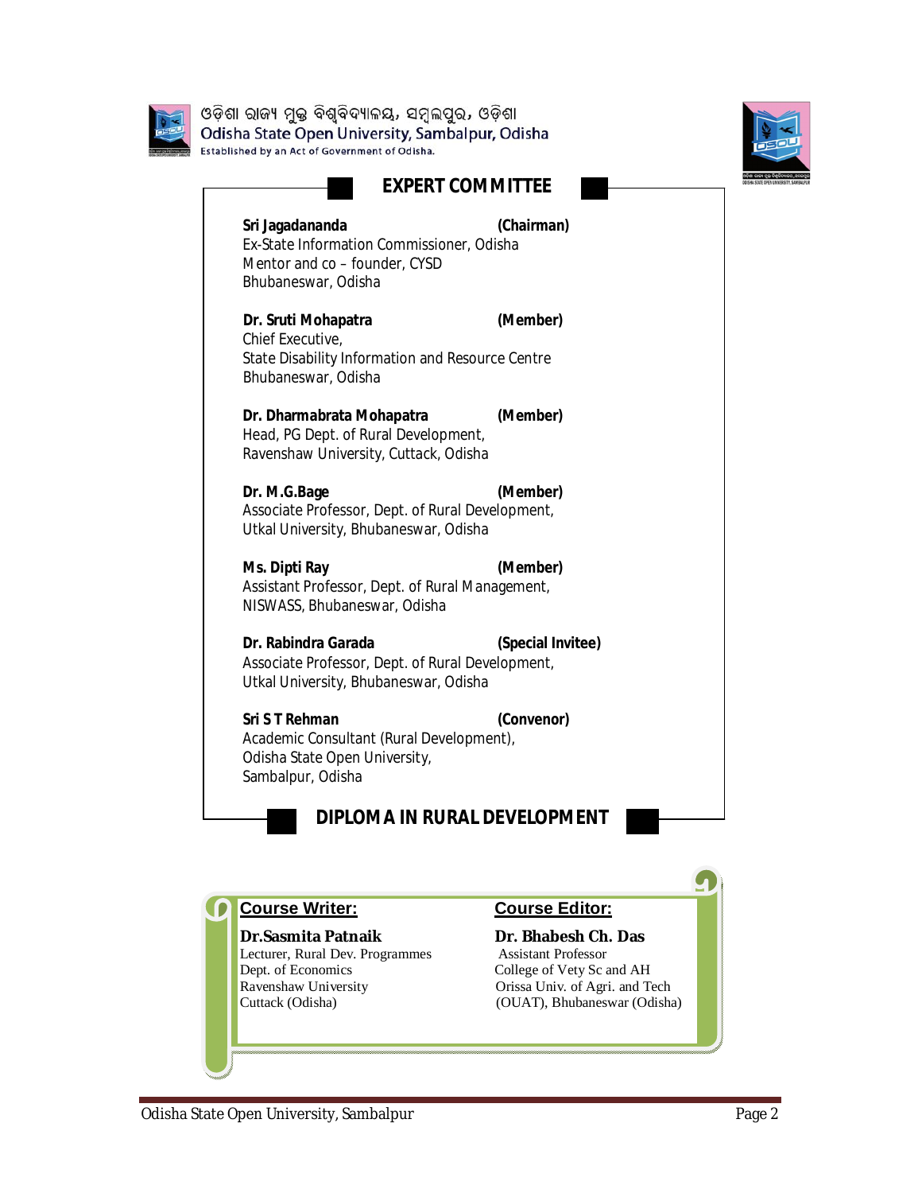ଓଡ଼ିଶା ରାଜ୍ୟ ମୁକ୍ତ ବିଶ୍ୱବିଦ୍ୟାଳୟ, ସମ୍ବଲପୁର, ଓଡ଼ିଶା
Odisha State Open University, Sambalpur, Odisha
Established by an Act of Government of Odisha.

## EXPERT COMMITTEE

**Sri Jagadananda** **(Chairman)**
Ex-State Information Commissioner, Odisha
Mentor and co – founder, CYSD
Bhubaneswar, Odisha

**Dr. Sruti Mohapatra** **(Member)**
Chief Executive,
State Disability Information and Resource Centre
Bhubaneswar, Odisha

**Dr. Dharmabrata Mohapatra** **(Member)**
Head, PG Dept. of Rural Development,
Ravenshaw University, Cuttack, Odisha

**Dr. M.G.Bage** **(Member)**
Associate Professor, Dept. of Rural Development,
Utkal University, Bhubaneswar, Odisha

**Ms. Dipti Ray** **(Member)**
Assistant Professor, Dept. of Rural Management,
NISWASS, Bhubaneswar, Odisha

**Dr. Rabindra Garada** **(Special Invitee)**
Associate Professor, Dept. of Rural Development,
Utkal University, Bhubaneswar, Odisha

**Sri S T Rehman** **(Convenor)**
Academic Consultant (Rural Development),
Odisha State Open University,
Sambalpur, Odisha

## DIPLOMA IN RURAL DEVELOPMENT

**Course Writer:**

**Dr.Sasmita Patnaik**
Lecturer, Rural Dev. Programmes
Dept. of Economics
Ravenshaw University
Cuttack (Odisha)

**Course Editor:**

**Dr. Bhabesh Ch. Das**
Assistant Professor
College of Vety Sc and AH
Orissa Univ. of Agri. and Tech
(OUAT), Bhubaneswar (Odisha)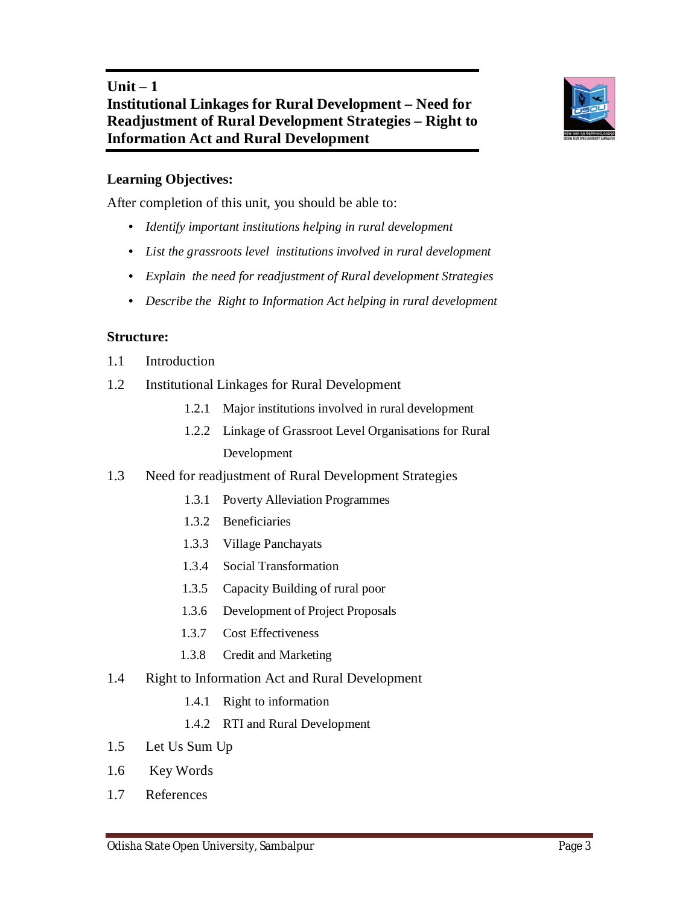# Unit – 1
# Institutional Linkages for Rural Development – Need for Readjustment of Rural Development Strategies – Right to Information Act and Rural Development

**Learning Objectives:**

After completion of this unit, you should be able to:

- *Identify important institutions helping in rural development*
- *List the grassroots level institutions involved in rural development*
- *Explain the need for readjustment of Rural development Strategies*
- *Describe the Right to Information Act helping in rural development*

**Structure:**

1.1 Introduction

1.2 Institutional Linkages for Rural Development

- 1.2.1 Major institutions involved in rural development
- 1.2.2 Linkage of Grassroot Level Organisations for Rural Development

1.3 Need for readjustment of Rural Development Strategies

- 1.3.1 Poverty Alleviation Programmes
- 1.3.2 Beneficiaries
- 1.3.3 Village Panchayats
- 1.3.4 Social Transformation
- 1.3.5 Capacity Building of rural poor
- 1.3.6 Development of Project Proposals
- 1.3.7 Cost Effectiveness
- 1.3.8 Credit and Marketing

1.4 Right to Information Act and Rural Development

- 1.4.1 Right to information
- 1.4.2 RTI and Rural Development

1.5 Let Us Sum Up

1.6 Key Words

1.7 References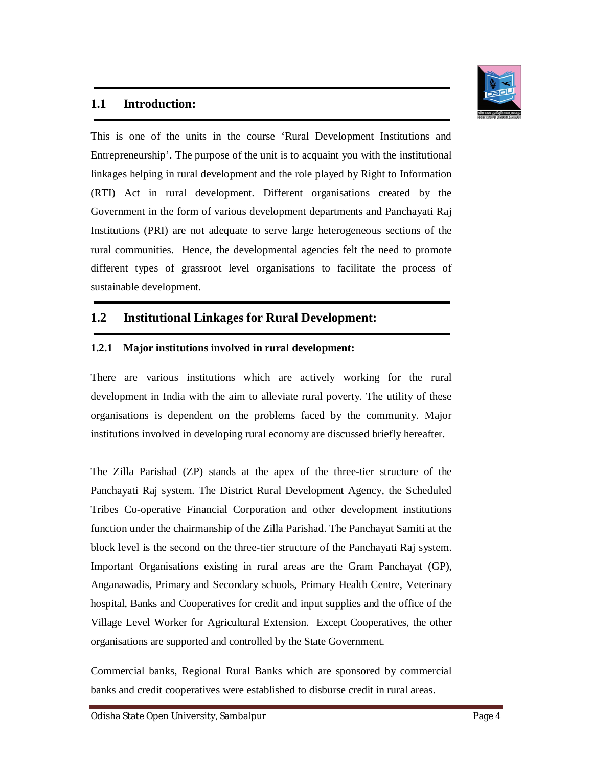## 1.1 Introduction:

This is one of the units in the course 'Rural Development Institutions and Entrepreneurship'. The purpose of the unit is to acquaint you with the institutional linkages helping in rural development and the role played by Right to Information (RTI) Act in rural development. Different organisations created by the Government in the form of various development departments and Panchayati Raj Institutions (PRI) are not adequate to serve large heterogeneous sections of the rural communities. Hence, the developmental agencies felt the need to promote different types of grassroot level organisations to facilitate the process of sustainable development.

## 1.2 Institutional Linkages for Rural Development:

### 1.2.1 Major institutions involved in rural development:

There are various institutions which are actively working for the rural development in India with the aim to alleviate rural poverty. The utility of these organisations is dependent on the problems faced by the community. Major institutions involved in developing rural economy are discussed briefly hereafter.

The Zilla Parishad (ZP) stands at the apex of the three-tier structure of the Panchayati Raj system. The District Rural Development Agency, the Scheduled Tribes Co-operative Financial Corporation and other development institutions function under the chairmanship of the Zilla Parishad. The Panchayat Samiti at the block level is the second on the three-tier structure of the Panchayati Raj system. Important Organisations existing in rural areas are the Gram Panchayat (GP), Anganawadis, Primary and Secondary schools, Primary Health Centre, Veterinary hospital, Banks and Cooperatives for credit and input supplies and the office of the Village Level Worker for Agricultural Extension. Except Cooperatives, the other organisations are supported and controlled by the State Government.

Commercial banks, Regional Rural Banks which are sponsored by commercial banks and credit cooperatives were established to disburse credit in rural areas.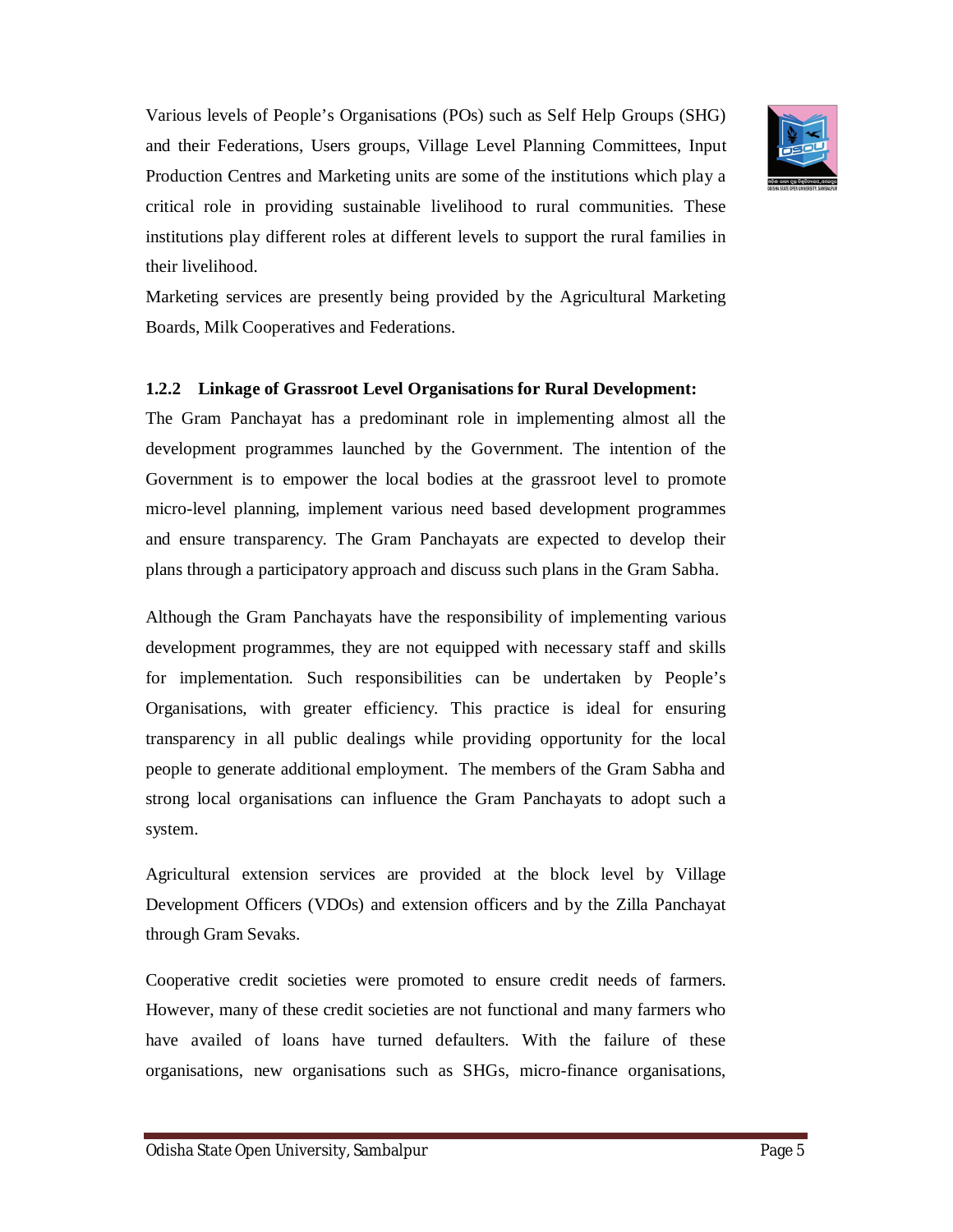Various levels of People's Organisations (POs) such as Self Help Groups (SHG) and their Federations, Users groups, Village Level Planning Committees, Input Production Centres and Marketing units are some of the institutions which play a critical role in providing sustainable livelihood to rural communities. These institutions play different roles at different levels to support the rural families in their livelihood.

Marketing services are presently being provided by the Agricultural Marketing Boards, Milk Cooperatives and Federations.

### 1.2.2 Linkage of Grassroot Level Organisations for Rural Development:

The Gram Panchayat has a predominant role in implementing almost all the development programmes launched by the Government. The intention of the Government is to empower the local bodies at the grassroot level to promote micro-level planning, implement various need based development programmes and ensure transparency. The Gram Panchayats are expected to develop their plans through a participatory approach and discuss such plans in the Gram Sabha.

Although the Gram Panchayats have the responsibility of implementing various development programmes, they are not equipped with necessary staff and skills for implementation. Such responsibilities can be undertaken by People's Organisations, with greater efficiency. This practice is ideal for ensuring transparency in all public dealings while providing opportunity for the local people to generate additional employment. The members of the Gram Sabha and strong local organisations can influence the Gram Panchayats to adopt such a system.

Agricultural extension services are provided at the block level by Village Development Officers (VDOs) and extension officers and by the Zilla Panchayat through Gram Sevaks.

Cooperative credit societies were promoted to ensure credit needs of farmers. However, many of these credit societies are not functional and many farmers who have availed of loans have turned defaulters. With the failure of these organisations, new organisations such as SHGs, micro-finance organisations,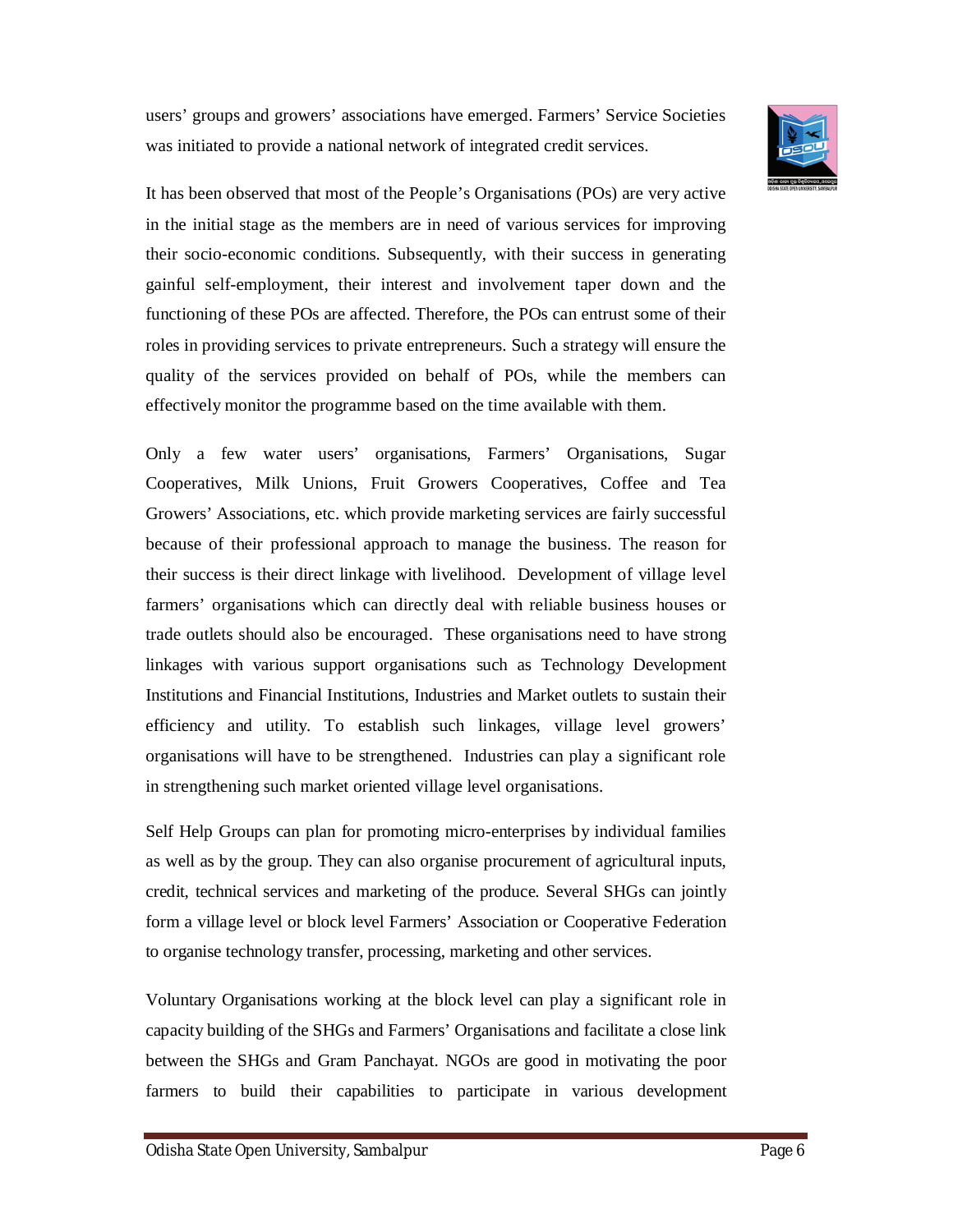users' groups and growers' associations have emerged. Farmers' Service Societies was initiated to provide a national network of integrated credit services.

It has been observed that most of the People's Organisations (POs) are very active in the initial stage as the members are in need of various services for improving their socio-economic conditions. Subsequently, with their success in generating gainful self-employment, their interest and involvement taper down and the functioning of these POs are affected. Therefore, the POs can entrust some of their roles in providing services to private entrepreneurs. Such a strategy will ensure the quality of the services provided on behalf of POs, while the members can effectively monitor the programme based on the time available with them.

Only a few water users' organisations, Farmers' Organisations, Sugar Cooperatives, Milk Unions, Fruit Growers Cooperatives, Coffee and Tea Growers' Associations, etc. which provide marketing services are fairly successful because of their professional approach to manage the business. The reason for their success is their direct linkage with livelihood. Development of village level farmers' organisations which can directly deal with reliable business houses or trade outlets should also be encouraged. These organisations need to have strong linkages with various support organisations such as Technology Development Institutions and Financial Institutions, Industries and Market outlets to sustain their efficiency and utility. To establish such linkages, village level growers' organisations will have to be strengthened. Industries can play a significant role in strengthening such market oriented village level organisations.

Self Help Groups can plan for promoting micro-enterprises by individual families as well as by the group. They can also organise procurement of agricultural inputs, credit, technical services and marketing of the produce. Several SHGs can jointly form a village level or block level Farmers' Association or Cooperative Federation to organise technology transfer, processing, marketing and other services.

Voluntary Organisations working at the block level can play a significant role in capacity building of the SHGs and Farmers' Organisations and facilitate a close link between the SHGs and Gram Panchayat. NGOs are good in motivating the poor farmers to build their capabilities to participate in various development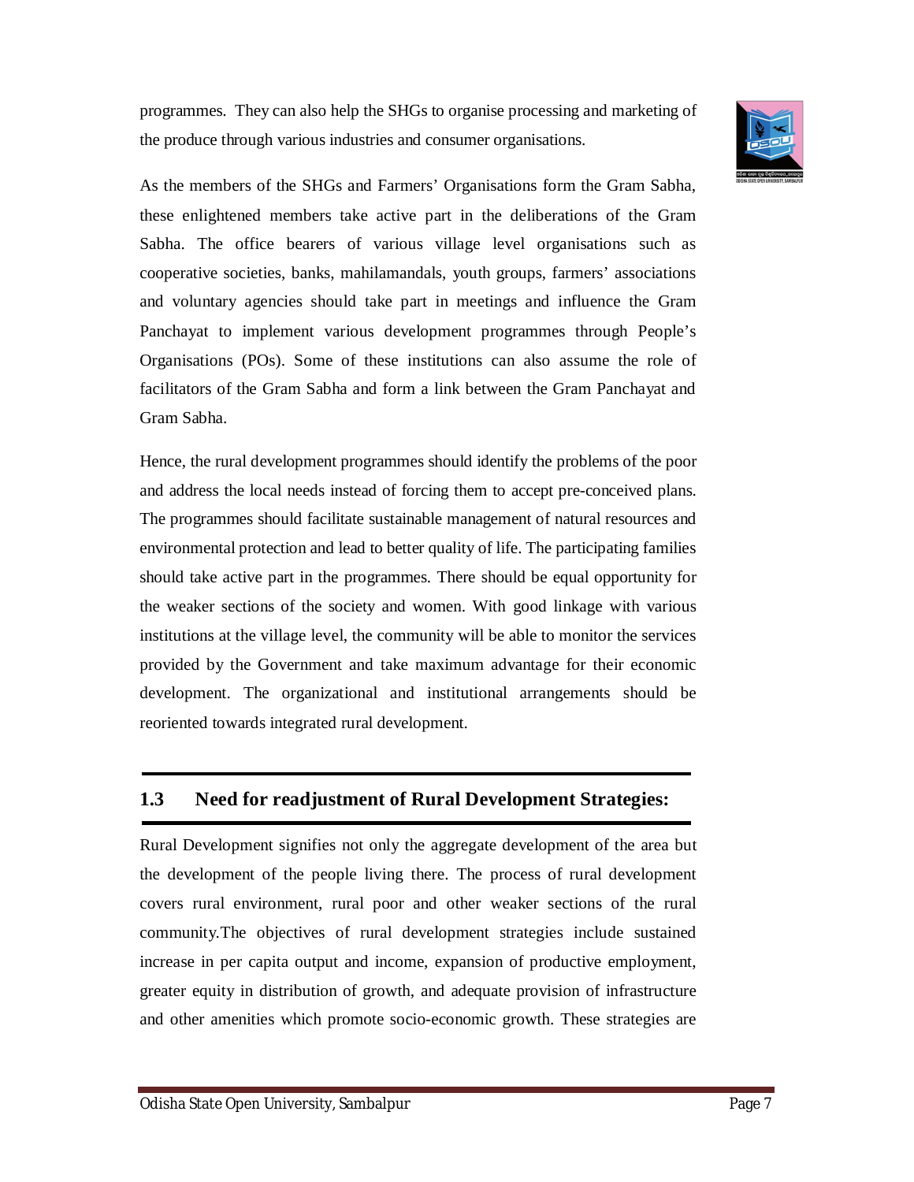programmes. They can also help the SHGs to organise processing and marketing of the produce through various industries and consumer organisations.

As the members of the SHGs and Farmers' Organisations form the Gram Sabha, these enlightened members take active part in the deliberations of the Gram Sabha. The office bearers of various village level organisations such as cooperative societies, banks, mahilamandals, youth groups, farmers' associations and voluntary agencies should take part in meetings and influence the Gram Panchayat to implement various development programmes through People's Organisations (POs). Some of these institutions can also assume the role of facilitators of the Gram Sabha and form a link between the Gram Panchayat and Gram Sabha.

Hence, the rural development programmes should identify the problems of the poor and address the local needs instead of forcing them to accept pre-conceived plans. The programmes should facilitate sustainable management of natural resources and environmental protection and lead to better quality of life. The participating families should take active part in the programmes. There should be equal opportunity for the weaker sections of the society and women. With good linkage with various institutions at the village level, the community will be able to monitor the services provided by the Government and take maximum advantage for their economic development. The organizational and institutional arrangements should be reoriented towards integrated rural development.

## 1.3 Need for readjustment of Rural Development Strategies:

Rural Development signifies not only the aggregate development of the area but the development of the people living there. The process of rural development covers rural environment, rural poor and other weaker sections of the rural community.The objectives of rural development strategies include sustained increase in per capita output and income, expansion of productive employment, greater equity in distribution of growth, and adequate provision of infrastructure and other amenities which promote socio-economic growth. These strategies are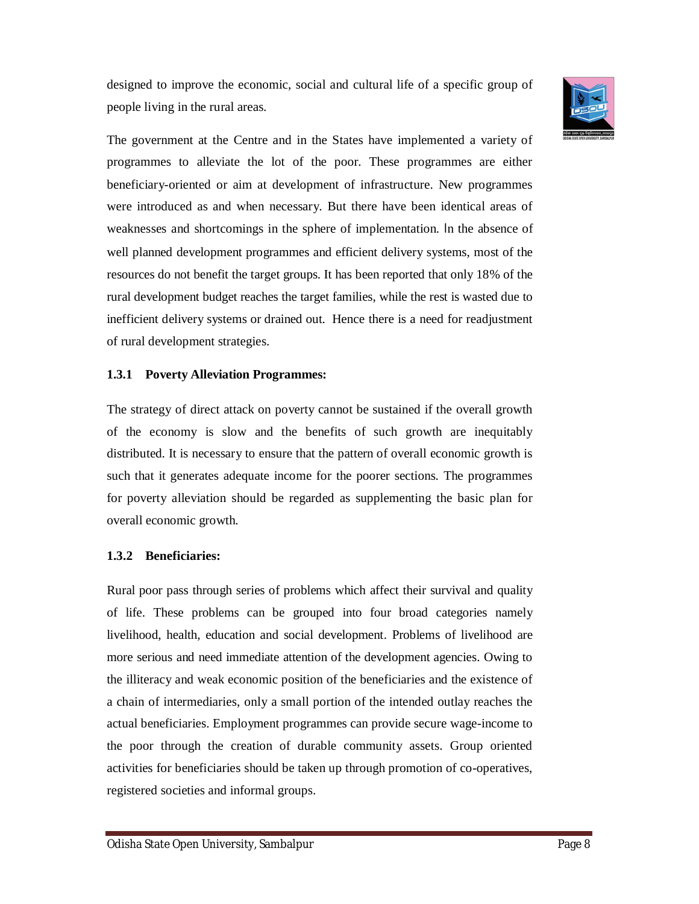designed to improve the economic, social and cultural life of a specific group of people living in the rural areas.

The government at the Centre and in the States have implemented a variety of programmes to alleviate the lot of the poor. These programmes are either beneficiary-oriented or aim at development of infrastructure. New programmes were introduced as and when necessary. But there have been identical areas of weaknesses and shortcomings in the sphere of implementation. In the absence of well planned development programmes and efficient delivery systems, most of the resources do not benefit the target groups. It has been reported that only 18% of the rural development budget reaches the target families, while the rest is wasted due to inefficient delivery systems or drained out. Hence there is a need for readjustment of rural development strategies.

### 1.3.1 Poverty Alleviation Programmes:

The strategy of direct attack on poverty cannot be sustained if the overall growth of the economy is slow and the benefits of such growth are inequitably distributed. It is necessary to ensure that the pattern of overall economic growth is such that it generates adequate income for the poorer sections. The programmes for poverty alleviation should be regarded as supplementing the basic plan for overall economic growth.

### 1.3.2 Beneficiaries:

Rural poor pass through series of problems which affect their survival and quality of life. These problems can be grouped into four broad categories namely livelihood, health, education and social development. Problems of livelihood are more serious and need immediate attention of the development agencies. Owing to the illiteracy and weak economic position of the beneficiaries and the existence of a chain of intermediaries, only a small portion of the intended outlay reaches the actual beneficiaries. Employment programmes can provide secure wage-income to the poor through the creation of durable community assets. Group oriented activities for beneficiaries should be taken up through promotion of co-operatives, registered societies and informal groups.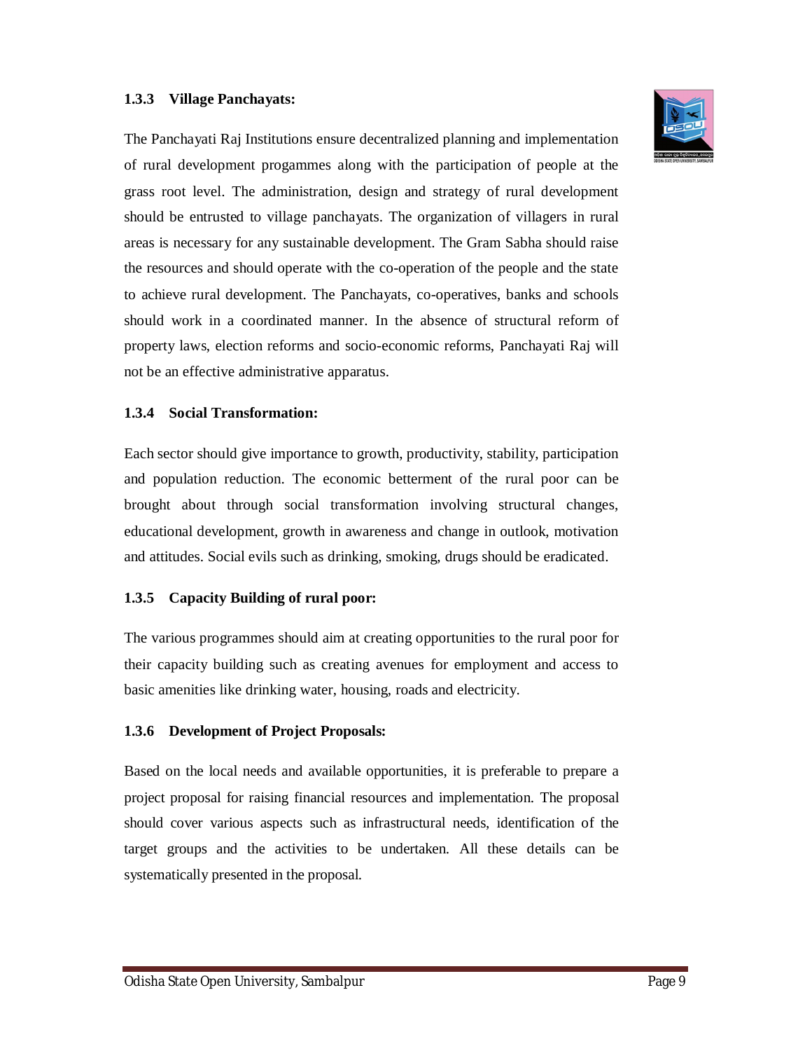### 1.3.3 Village Panchayats:

The Panchayati Raj Institutions ensure decentralized planning and implementation of rural development progammes along with the participation of people at the grass root level. The administration, design and strategy of rural development should be entrusted to village panchayats. The organization of villagers in rural areas is necessary for any sustainable development. The Gram Sabha should raise the resources and should operate with the co-operation of the people and the state to achieve rural development. The Panchayats, co-operatives, banks and schools should work in a coordinated manner. In the absence of structural reform of property laws, election reforms and socio-economic reforms, Panchayati Raj will not be an effective administrative apparatus.

### 1.3.4 Social Transformation:

Each sector should give importance to growth, productivity, stability, participation and population reduction. The economic betterment of the rural poor can be brought about through social transformation involving structural changes, educational development, growth in awareness and change in outlook, motivation and attitudes. Social evils such as drinking, smoking, drugs should be eradicated.

### 1.3.5 Capacity Building of rural poor:

The various programmes should aim at creating opportunities to the rural poor for their capacity building such as creating avenues for employment and access to basic amenities like drinking water, housing, roads and electricity.

### 1.3.6 Development of Project Proposals:

Based on the local needs and available opportunities, it is preferable to prepare a project proposal for raising financial resources and implementation. The proposal should cover various aspects such as infrastructural needs, identification of the target groups and the activities to be undertaken. All these details can be systematically presented in the proposal.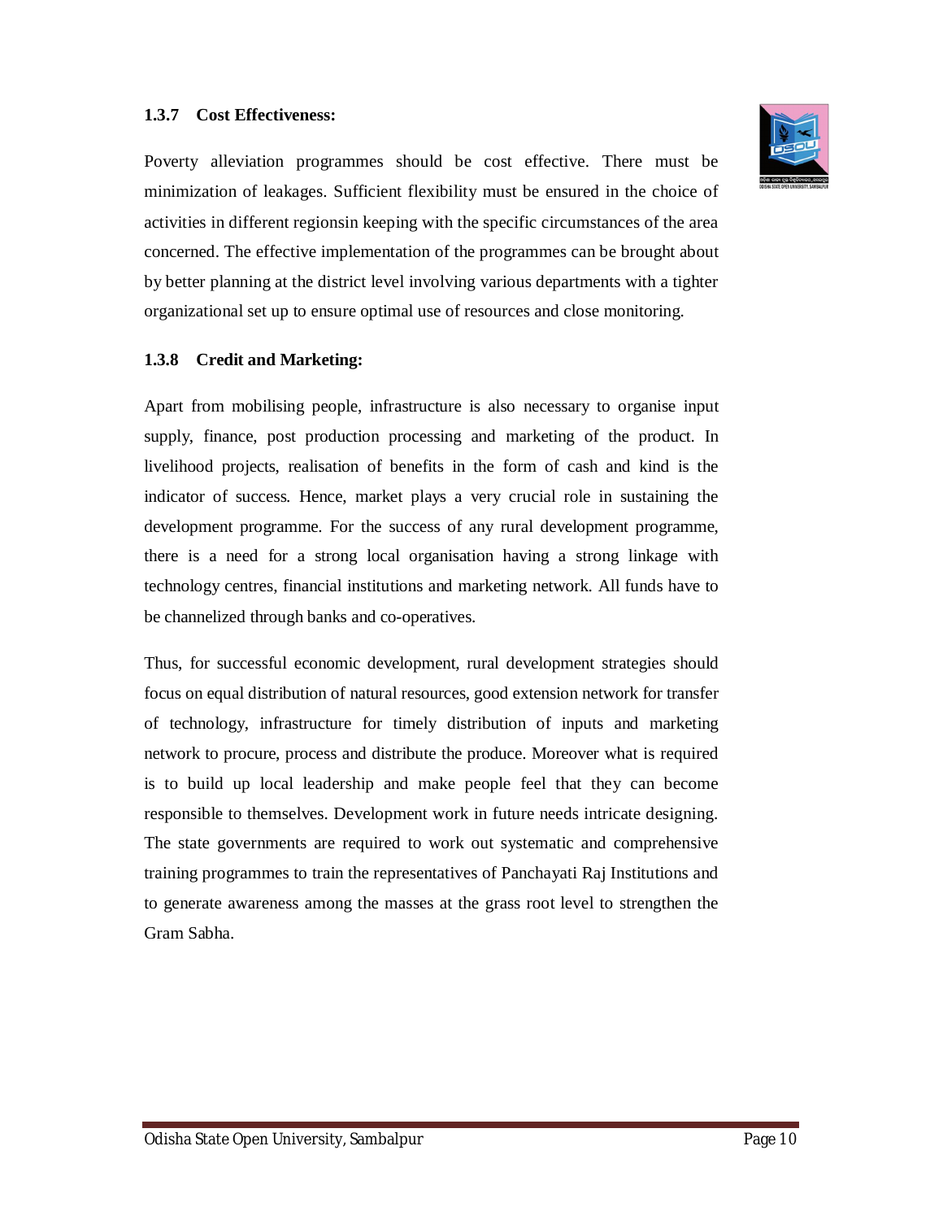### 1.3.7 Cost Effectiveness:

Poverty alleviation programmes should be cost effective. There must be minimization of leakages. Sufficient flexibility must be ensured in the choice of activities in different regionsin keeping with the specific circumstances of the area concerned. The effective implementation of the programmes can be brought about by better planning at the district level involving various departments with a tighter organizational set up to ensure optimal use of resources and close monitoring.

### 1.3.8 Credit and Marketing:

Apart from mobilising people, infrastructure is also necessary to organise input supply, finance, post production processing and marketing of the product. In livelihood projects, realisation of benefits in the form of cash and kind is the indicator of success. Hence, market plays a very crucial role in sustaining the development programme. For the success of any rural development programme, there is a need for a strong local organisation having a strong linkage with technology centres, financial institutions and marketing network. All funds have to be channelized through banks and co-operatives.

Thus, for successful economic development, rural development strategies should focus on equal distribution of natural resources, good extension network for transfer of technology, infrastructure for timely distribution of inputs and marketing network to procure, process and distribute the produce. Moreover what is required is to build up local leadership and make people feel that they can become responsible to themselves. Development work in future needs intricate designing. The state governments are required to work out systematic and comprehensive training programmes to train the representatives of Panchayati Raj Institutions and to generate awareness among the masses at the grass root level to strengthen the Gram Sabha.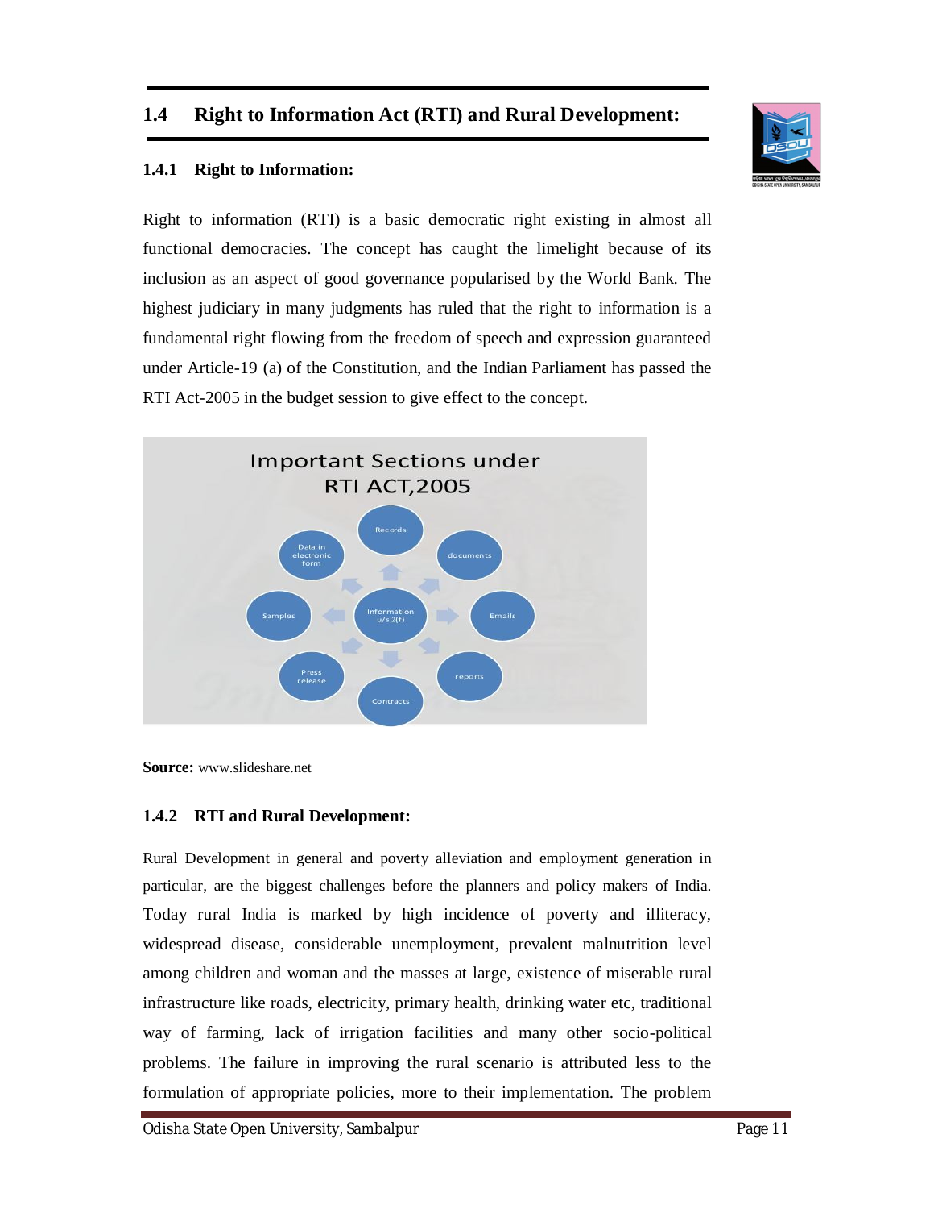## 1.4 Right to Information Act (RTI) and Rural Development:

### 1.4.1 Right to Information:

Right to information (RTI) is a basic democratic right existing in almost all functional democracies. The concept has caught the limelight because of its inclusion as an aspect of good governance popularised by the World Bank. The highest judiciary in many judgments has ruled that the right to information is a fundamental right flowing from the freedom of speech and expression guaranteed under Article-19 (a) of the Constitution, and the Indian Parliament has passed the RTI Act-2005 in the budget session to give effect to the concept.

Important Sections under RTI ACT,2005

**Source:** www.slideshare.net

### 1.4.2 RTI and Rural Development:

Rural Development in general and poverty alleviation and employment generation in particular, are the biggest challenges before the planners and policy makers of India. Today rural India is marked by high incidence of poverty and illiteracy, widespread disease, considerable unemployment, prevalent malnutrition level among children and woman and the masses at large, existence of miserable rural infrastructure like roads, electricity, primary health, drinking water etc, traditional way of farming, lack of irrigation facilities and many other socio-political problems. The failure in improving the rural scenario is attributed less to the formulation of appropriate policies, more to their implementation. The problem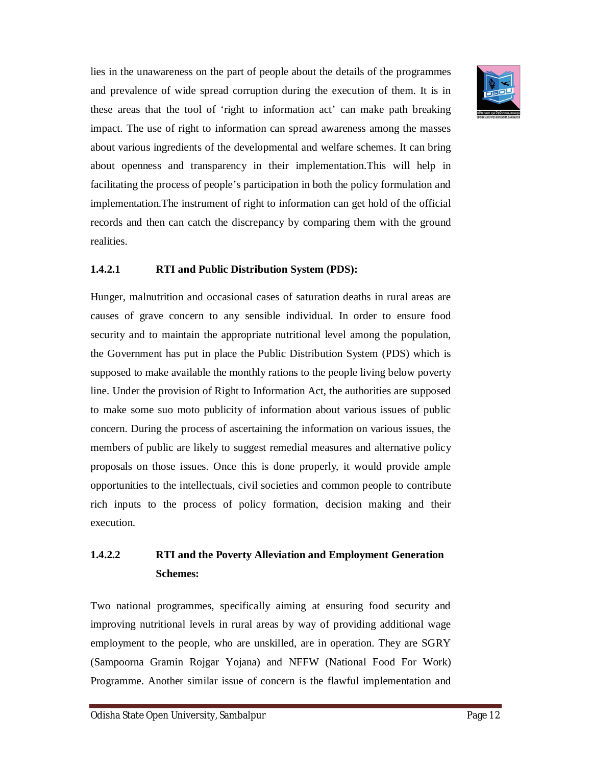lies in the unawareness on the part of people about the details of the programmes and prevalence of wide spread corruption during the execution of them. It is in these areas that the tool of 'right to information act' can make path breaking impact. The use of right to information can spread awareness among the masses about various ingredients of the developmental and welfare schemes. It can bring about openness and transparency in their implementation.This will help in facilitating the process of people's participation in both the policy formulation and implementation.The instrument of right to information can get hold of the official records and then can catch the discrepancy by comparing them with the ground realities.

#### 1.4.2.1 RTI and Public Distribution System (PDS):

Hunger, malnutrition and occasional cases of saturation deaths in rural areas are causes of grave concern to any sensible individual. In order to ensure food security and to maintain the appropriate nutritional level among the population, the Government has put in place the Public Distribution System (PDS) which is supposed to make available the monthly rations to the people living below poverty line. Under the provision of Right to Information Act, the authorities are supposed to make some suo moto publicity of information about various issues of public concern. During the process of ascertaining the information on various issues, the members of public are likely to suggest remedial measures and alternative policy proposals on those issues. Once this is done properly, it would provide ample opportunities to the intellectuals, civil societies and common people to contribute rich inputs to the process of policy formation, decision making and their execution.

#### 1.4.2.2 RTI and the Poverty Alleviation and Employment Generation Schemes:

Two national programmes, specifically aiming at ensuring food security and improving nutritional levels in rural areas by way of providing additional wage employment to the people, who are unskilled, are in operation. They are SGRY (Sampoorna Gramin Rojgar Yojana) and NFFW (National Food For Work) Programme. Another similar issue of concern is the flawful implementation and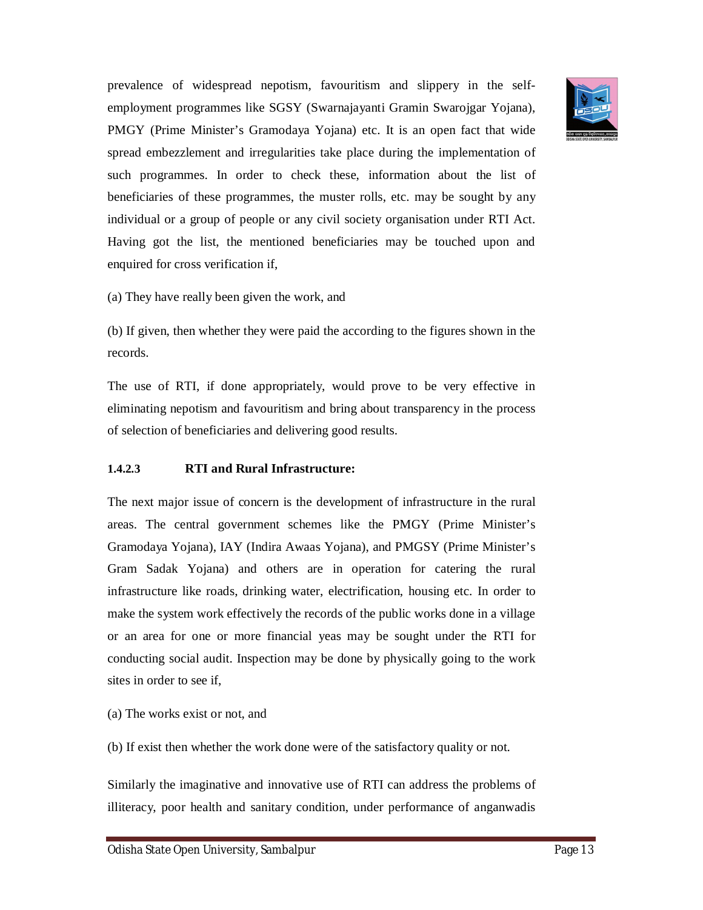prevalence of widespread nepotism, favouritism and slippery in the self-employment programmes like SGSY (Swarnajayanti Gramin Swarojgar Yojana), PMGY (Prime Minister's Gramodaya Yojana) etc. It is an open fact that wide spread embezzlement and irregularities take place during the implementation of such programmes. In order to check these, information about the list of beneficiaries of these programmes, the muster rolls, etc. may be sought by any individual or a group of people or any civil society organisation under RTI Act. Having got the list, the mentioned beneficiaries may be touched upon and enquired for cross verification if,

(a) They have really been given the work, and

(b) If given, then whether they were paid the according to the figures shown in the records.

The use of RTI, if done appropriately, would prove to be very effective in eliminating nepotism and favouritism and bring about transparency in the process of selection of beneficiaries and delivering good results.

#### 1.4.2.3 RTI and Rural Infrastructure:

The next major issue of concern is the development of infrastructure in the rural areas. The central government schemes like the PMGY (Prime Minister's Gramodaya Yojana), IAY (Indira Awaas Yojana), and PMGSY (Prime Minister's Gram Sadak Yojana) and others are in operation for catering the rural infrastructure like roads, drinking water, electrification, housing etc. In order to make the system work effectively the records of the public works done in a village or an area for one or more financial yeas may be sought under the RTI for conducting social audit. Inspection may be done by physically going to the work sites in order to see if,

(a) The works exist or not, and

(b) If exist then whether the work done were of the satisfactory quality or not.

Similarly the imaginative and innovative use of RTI can address the problems of illiteracy, poor health and sanitary condition, under performance of anganwadis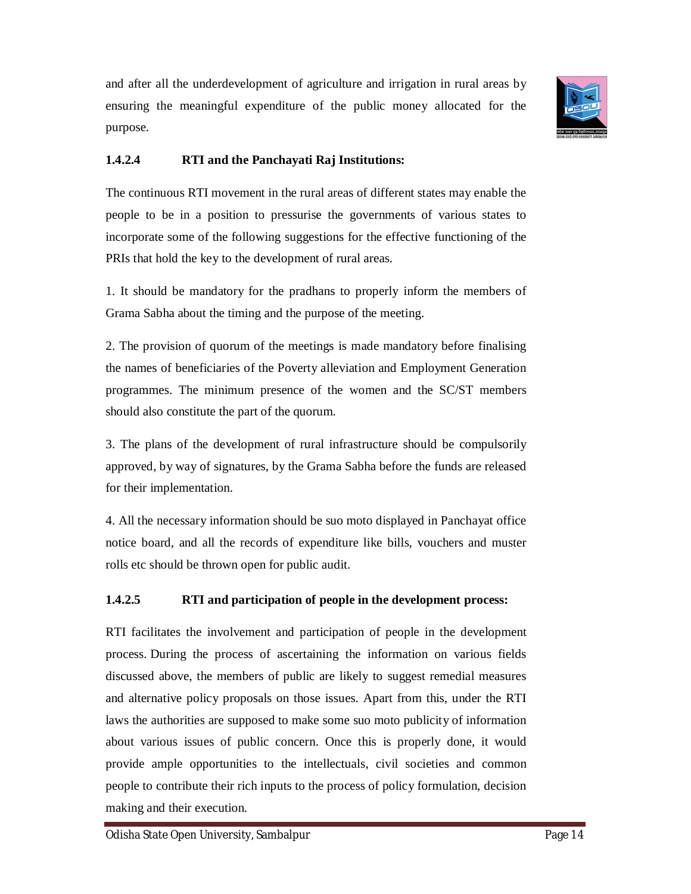and after all the underdevelopment of agriculture and irrigation in rural areas by ensuring the meaningful expenditure of the public money allocated for the purpose.

#### 1.4.2.4 RTI and the Panchayati Raj Institutions:

The continuous RTI movement in the rural areas of different states may enable the people to be in a position to pressurise the governments of various states to incorporate some of the following suggestions for the effective functioning of the PRIs that hold the key to the development of rural areas.

1. It should be mandatory for the pradhans to properly inform the members of Grama Sabha about the timing and the purpose of the meeting.

2. The provision of quorum of the meetings is made mandatory before finalising the names of beneficiaries of the Poverty alleviation and Employment Generation programmes. The minimum presence of the women and the SC/ST members should also constitute the part of the quorum.

3. The plans of the development of rural infrastructure should be compulsorily approved, by way of signatures, by the Grama Sabha before the funds are released for their implementation.

4. All the necessary information should be suo moto displayed in Panchayat office notice board, and all the records of expenditure like bills, vouchers and muster rolls etc should be thrown open for public audit.

#### 1.4.2.5 RTI and participation of people in the development process:

RTI facilitates the involvement and participation of people in the development process. During the process of ascertaining the information on various fields discussed above, the members of public are likely to suggest remedial measures and alternative policy proposals on those issues. Apart from this, under the RTI laws the authorities are supposed to make some suo moto publicity of information about various issues of public concern. Once this is properly done, it would provide ample opportunities to the intellectuals, civil societies and common people to contribute their rich inputs to the process of policy formulation, decision making and their execution.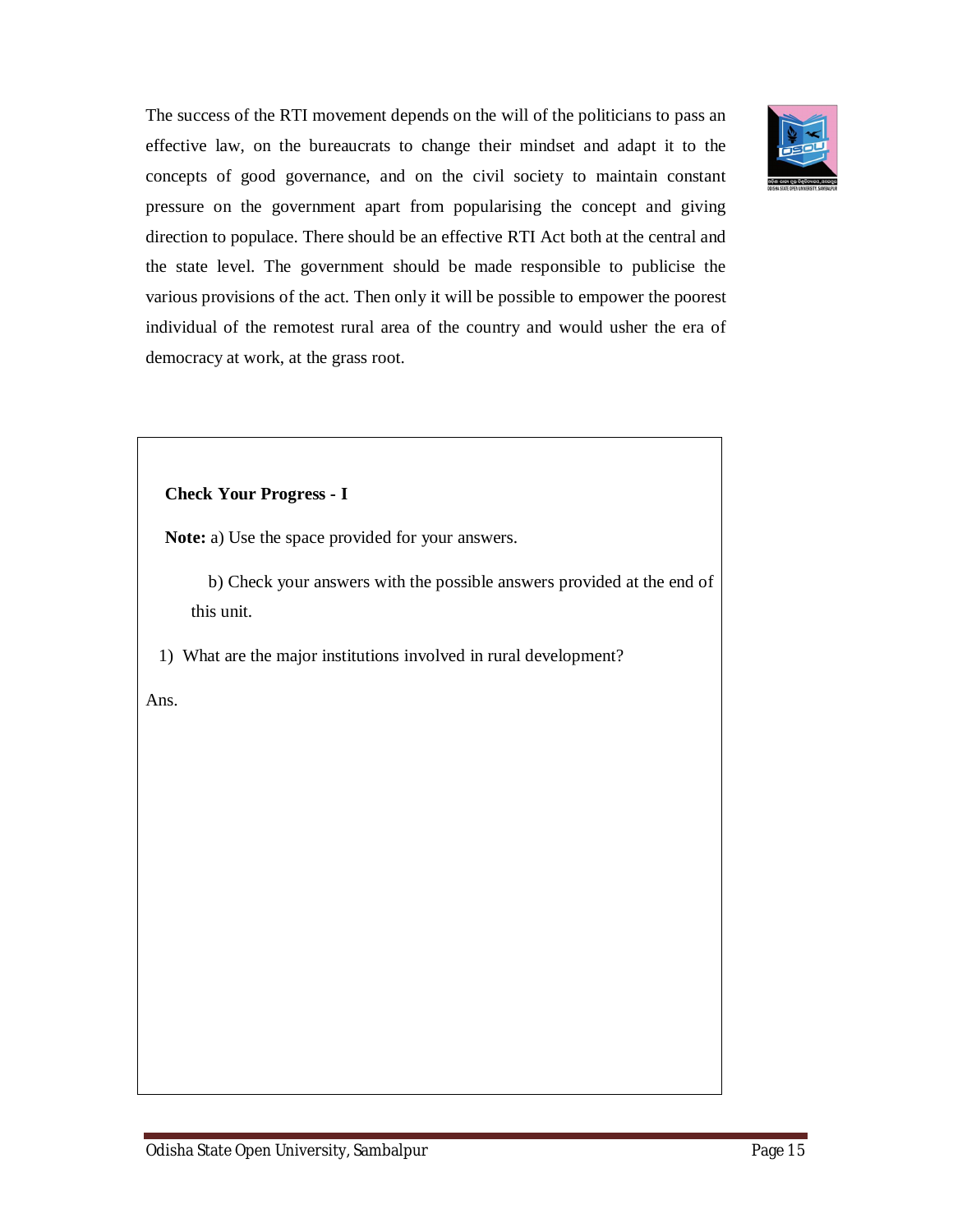The success of the RTI movement depends on the will of the politicians to pass an effective law, on the bureaucrats to change their mindset and adapt it to the concepts of good governance, and on the civil society to maintain constant pressure on the government apart from popularising the concept and giving direction to populace. There should be an effective RTI Act both at the central and the state level. The government should be made responsible to publicise the various provisions of the act. Then only it will be possible to empower the poorest individual of the remotest rural area of the country and would usher the era of democracy at work, at the grass root.

**Check Your Progress - I**

**Note:** a) Use the space provided for your answers.

b) Check your answers with the possible answers provided at the end of this unit.

1) What are the major institutions involved in rural development?

Ans.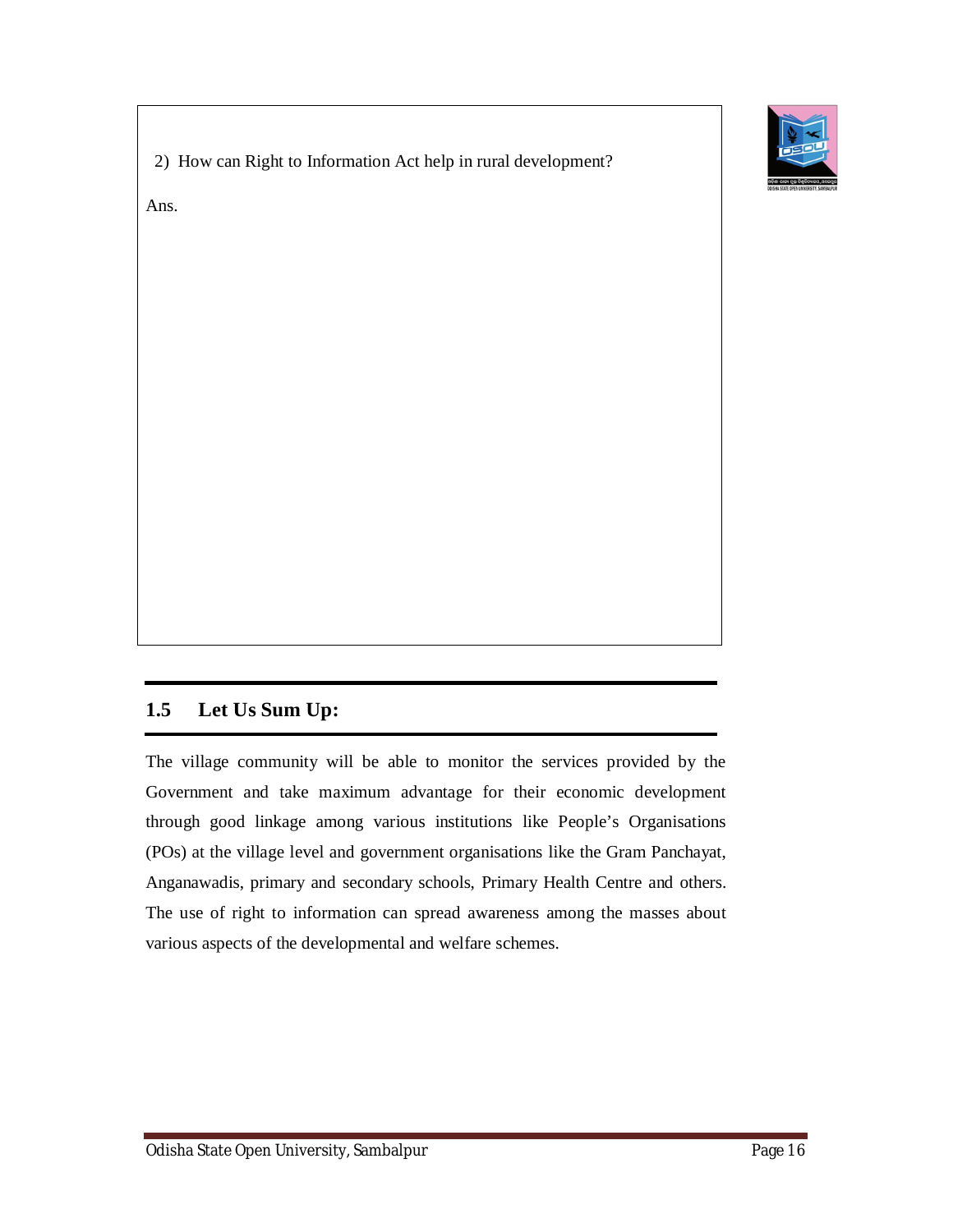2) How can Right to Information Act help in rural development?

Ans.

## 1.5 Let Us Sum Up:

The village community will be able to monitor the services provided by the Government and take maximum advantage for their economic development through good linkage among various institutions like People's Organisations (POs) at the village level and government organisations like the Gram Panchayat, Anganawadis, primary and secondary schools, Primary Health Centre and others. The use of right to information can spread awareness among the masses about various aspects of the developmental and welfare schemes.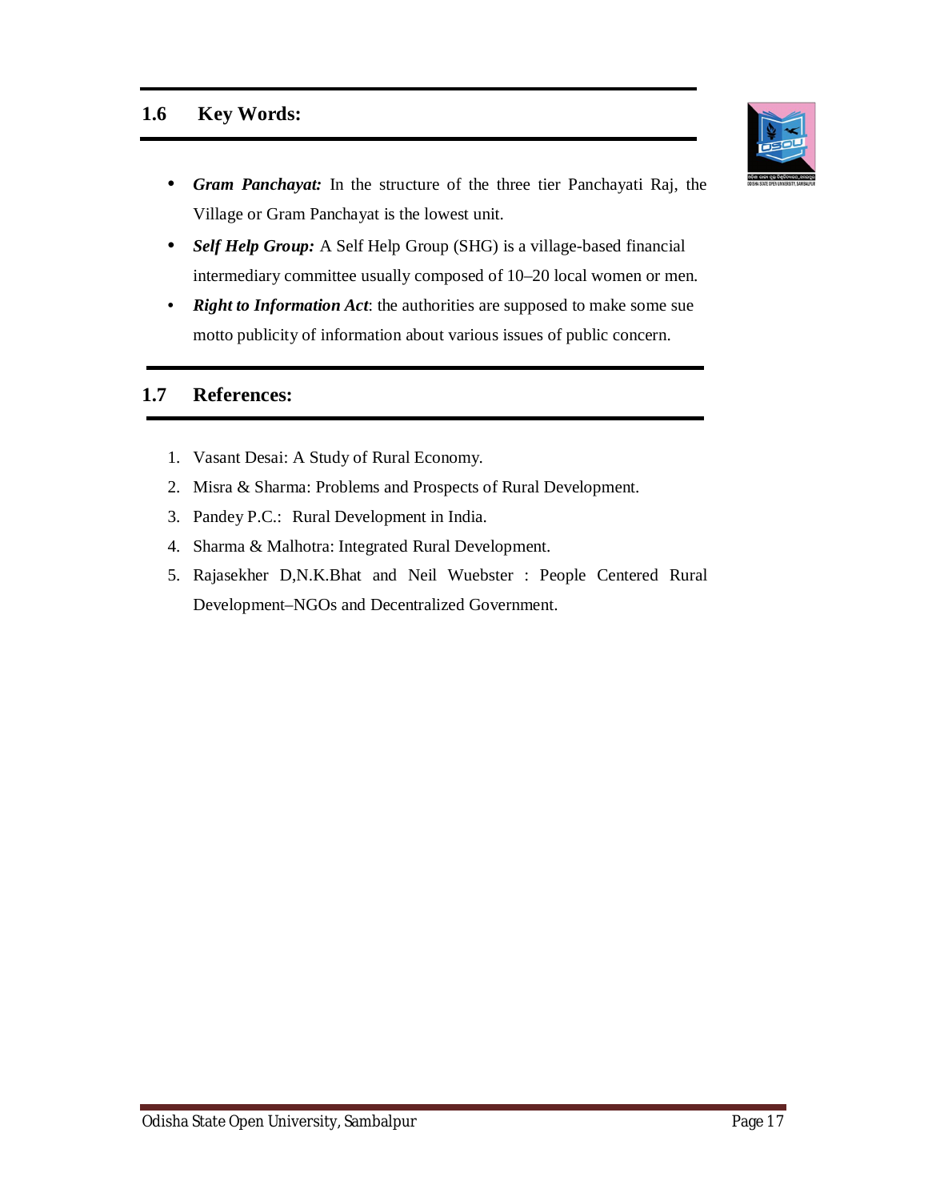## 1.6 Key Words:

- ***Gram Panchayat:*** In the structure of the three tier Panchayati Raj, the Village or Gram Panchayat is the lowest unit.
- ***Self Help Group:*** A Self Help Group (SHG) is a village-based financial intermediary committee usually composed of 10–20 local women or men.
- ***Right to Information Act***: the authorities are supposed to make some sue motto publicity of information about various issues of public concern.

## 1.7 References:

1. Vasant Desai: A Study of Rural Economy.
2. Misra & Sharma: Problems and Prospects of Rural Development.
3. Pandey P.C.: Rural Development in India.
4. Sharma & Malhotra: Integrated Rural Development.
5. Rajasekher D,N.K.Bhat and Neil Wuebster : People Centered Rural Development–NGOs and Decentralized Government.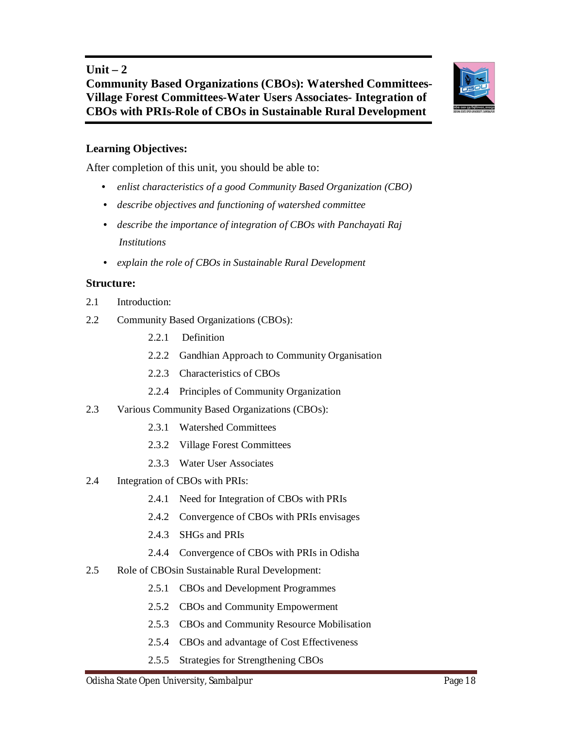# Unit – 2
# Community Based Organizations (CBOs): Watershed Committees-Village Forest Committees-Water Users Associates- Integration of CBOs with PRIs-Role of CBOs in Sustainable Rural Development

**Learning Objectives:**

After completion of this unit, you should be able to:

- *enlist characteristics of a good Community Based Organization (CBO)*
- *describe objectives and functioning of watershed committee*
- *describe the importance of integration of CBOs with Panchayati Raj Institutions*
- *explain the role of CBOs in Sustainable Rural Development*

**Structure:**

2.1 Introduction:

2.2 Community Based Organizations (CBOs):

- 2.2.1 Definition
- 2.2.2 Gandhian Approach to Community Organisation
- 2.2.3 Characteristics of CBOs
- 2.2.4 Principles of Community Organization

2.3 Various Community Based Organizations (CBOs):

- 2.3.1 Watershed Committees
- 2.3.2 Village Forest Committees
- 2.3.3 Water User Associates

2.4 Integration of CBOs with PRIs:

- 2.4.1 Need for Integration of CBOs with PRIs
- 2.4.2 Convergence of CBOs with PRIs envisages
- 2.4.3 SHGs and PRIs
- 2.4.4 Convergence of CBOs with PRIs in Odisha

2.5 Role of CBOsin Sustainable Rural Development:

- 2.5.1 CBOs and Development Programmes
- 2.5.2 CBOs and Community Empowerment
- 2.5.3 CBOs and Community Resource Mobilisation
- 2.5.4 CBOs and advantage of Cost Effectiveness
- 2.5.5 Strategies for Strengthening CBOs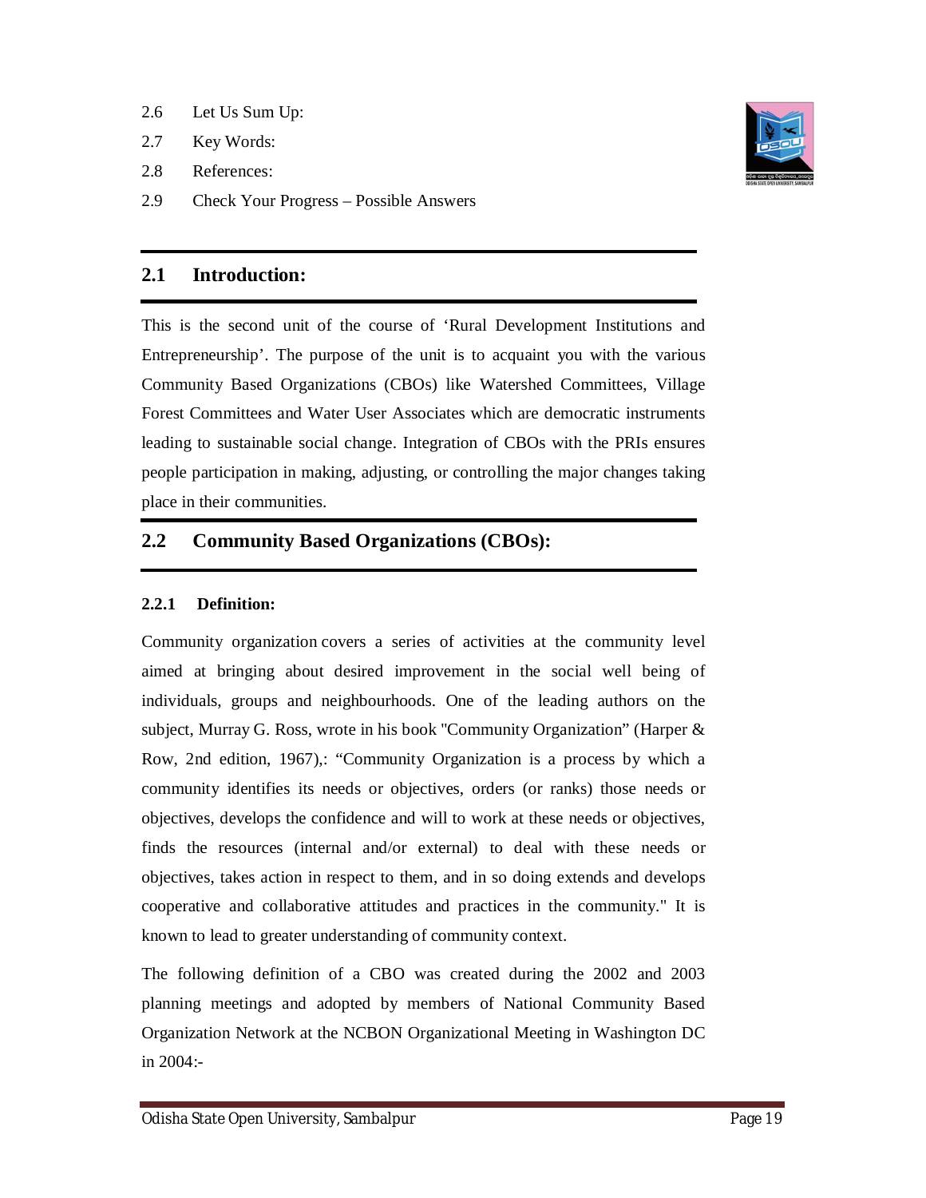2.6 Let Us Sum Up:

2.7 Key Words:

2.8 References:

2.9 Check Your Progress – Possible Answers

## 2.1 Introduction:

This is the second unit of the course of 'Rural Development Institutions and Entrepreneurship'. The purpose of the unit is to acquaint you with the various Community Based Organizations (CBOs) like Watershed Committees, Village Forest Committees and Water User Associates which are democratic instruments leading to sustainable social change. Integration of CBOs with the PRIs ensures people participation in making, adjusting, or controlling the major changes taking place in their communities.

## 2.2 Community Based Organizations (CBOs):

### 2.2.1 Definition:

Community organization covers a series of activities at the community level aimed at bringing about desired improvement in the social well being of individuals, groups and neighbourhoods. One of the leading authors on the subject, Murray G. Ross, wrote in his book "Community Organization" (Harper & Row, 2nd edition, 1967),: "Community Organization is a process by which a community identifies its needs or objectives, orders (or ranks) those needs or objectives, develops the confidence and will to work at these needs or objectives, finds the resources (internal and/or external) to deal with these needs or objectives, takes action in respect to them, and in so doing extends and develops cooperative and collaborative attitudes and practices in the community." It is known to lead to greater understanding of community context.

The following definition of a CBO was created during the 2002 and 2003 planning meetings and adopted by members of National Community Based Organization Network at the NCBON Organizational Meeting in Washington DC in 2004:-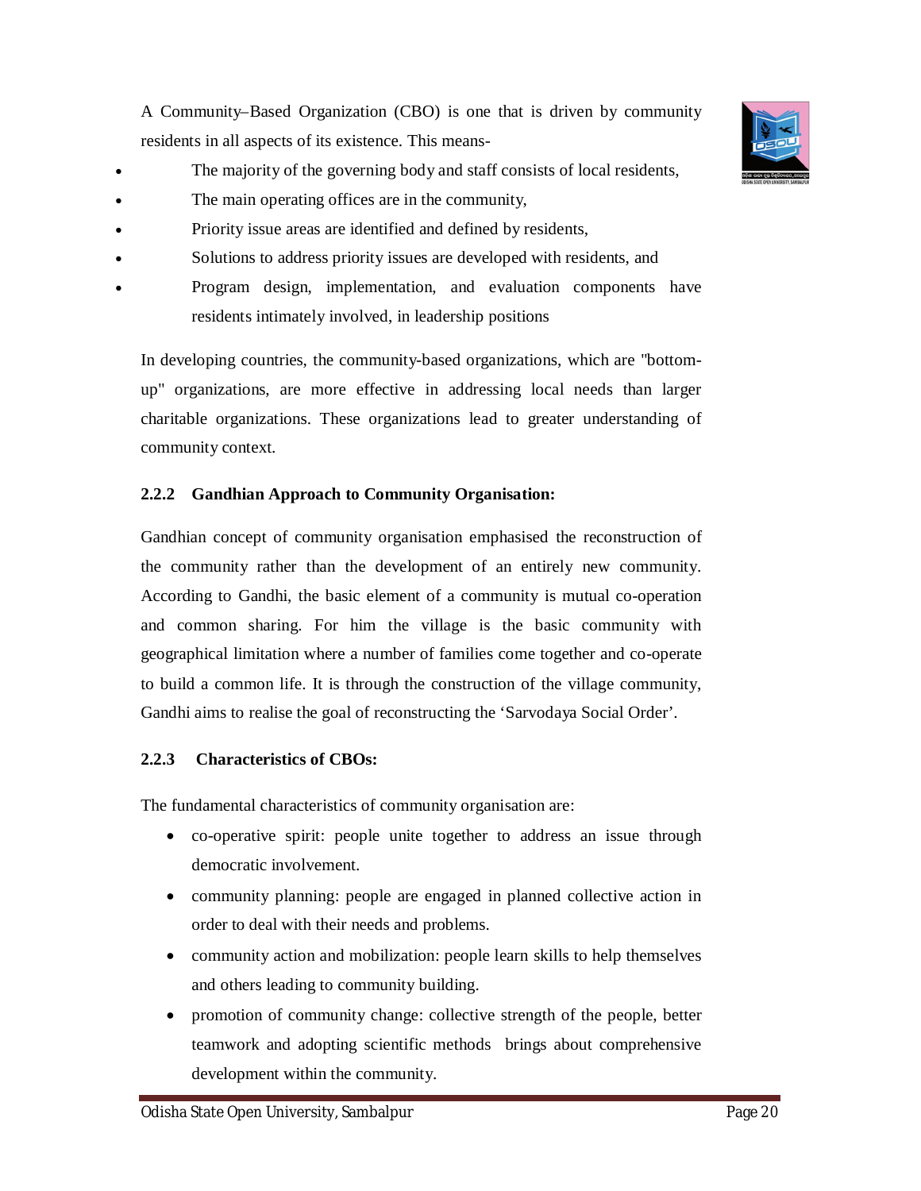A Community–Based Organization (CBO) is one that is driven by community residents in all aspects of its existence. This means-

- The majority of the governing body and staff consists of local residents,
- The main operating offices are in the community,
- Priority issue areas are identified and defined by residents,
- Solutions to address priority issues are developed with residents, and
- Program design, implementation, and evaluation components have residents intimately involved, in leadership positions

In developing countries, the community-based organizations, which are "bottom-up" organizations, are more effective in addressing local needs than larger charitable organizations. These organizations lead to greater understanding of community context.

### 2.2.2 Gandhian Approach to Community Organisation:

Gandhian concept of community organisation emphasised the reconstruction of the community rather than the development of an entirely new community. According to Gandhi, the basic element of a community is mutual co-operation and common sharing. For him the village is the basic community with geographical limitation where a number of families come together and co-operate to build a common life. It is through the construction of the village community, Gandhi aims to realise the goal of reconstructing the 'Sarvodaya Social Order'.

### 2.2.3 Characteristics of CBOs:

The fundamental characteristics of community organisation are:

- co-operative spirit: people unite together to address an issue through democratic involvement.
- community planning: people are engaged in planned collective action in order to deal with their needs and problems.
- community action and mobilization: people learn skills to help themselves and others leading to community building.
- promotion of community change: collective strength of the people, better teamwork and adopting scientific methods brings about comprehensive development within the community.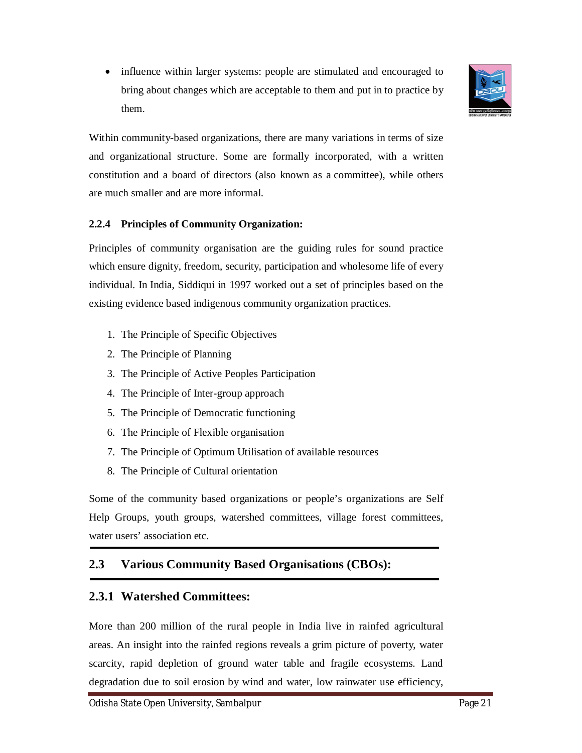- influence within larger systems: people are stimulated and encouraged to bring about changes which are acceptable to them and put in to practice by them.

Within community-based organizations, there are many variations in terms of size and organizational structure. Some are formally incorporated, with a written constitution and a board of directors (also known as a committee), while others are much smaller and are more informal.

### 2.2.4 Principles of Community Organization:

Principles of community organisation are the guiding rules for sound practice which ensure dignity, freedom, security, participation and wholesome life of every individual. In India, Siddiqui in 1997 worked out a set of principles based on the existing evidence based indigenous community organization practices.

1. The Principle of Specific Objectives
2. The Principle of Planning
3. The Principle of Active Peoples Participation
4. The Principle of Inter-group approach
5. The Principle of Democratic functioning
6. The Principle of Flexible organisation
7. The Principle of Optimum Utilisation of available resources
8. The Principle of Cultural orientation

Some of the community based organizations or people's organizations are Self Help Groups, youth groups, watershed committees, village forest committees, water users' association etc.

## 2.3 Various Community Based Organisations (CBOs):

### 2.3.1 Watershed Committees:

More than 200 million of the rural people in India live in rainfed agricultural areas. An insight into the rainfed regions reveals a grim picture of poverty, water scarcity, rapid depletion of ground water table and fragile ecosystems. Land degradation due to soil erosion by wind and water, low rainwater use efficiency,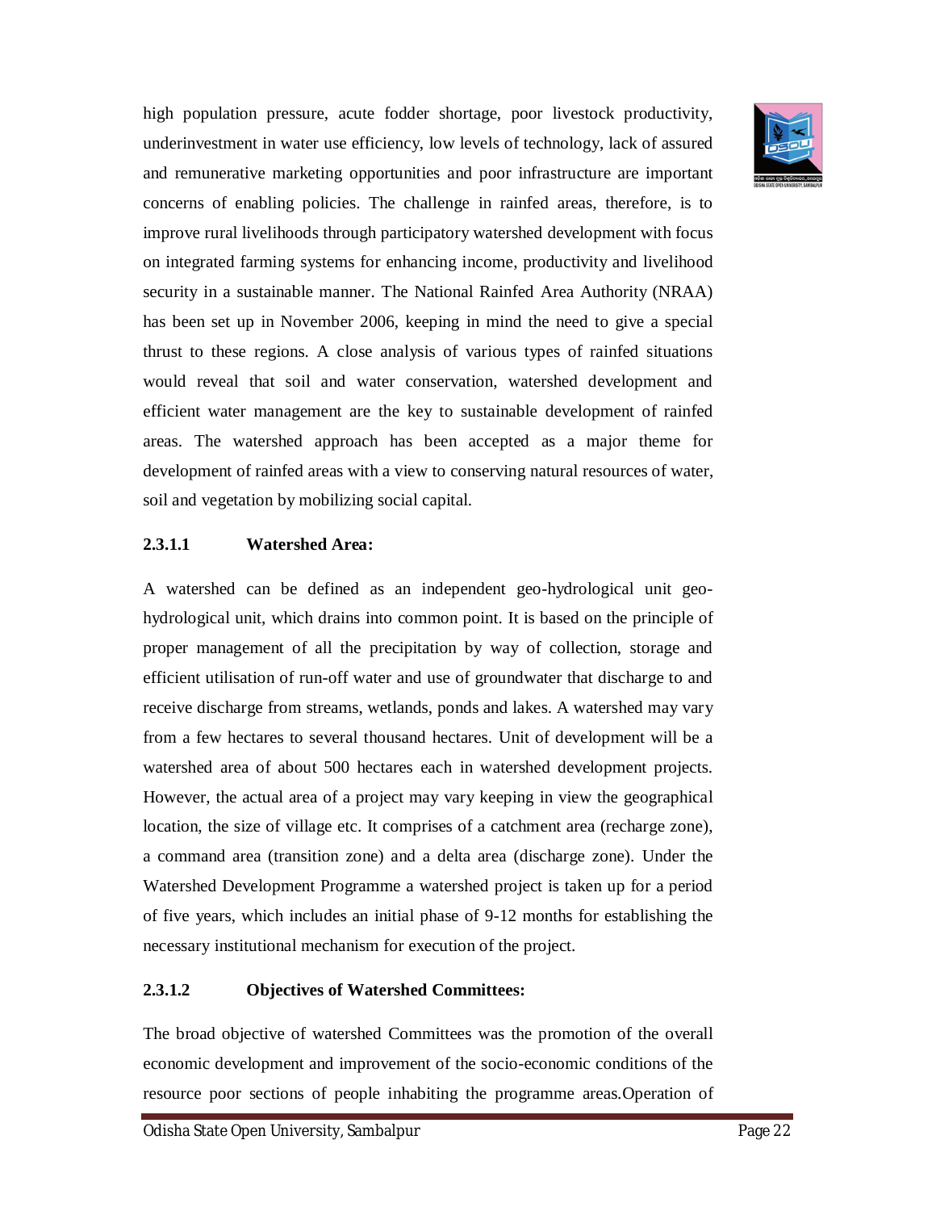high population pressure, acute fodder shortage, poor livestock productivity, underinvestment in water use efficiency, low levels of technology, lack of assured and remunerative marketing opportunities and poor infrastructure are important concerns of enabling policies. The challenge in rainfed areas, therefore, is to improve rural livelihoods through participatory watershed development with focus on integrated farming systems for enhancing income, productivity and livelihood security in a sustainable manner. The National Rainfed Area Authority (NRAA) has been set up in November 2006, keeping in mind the need to give a special thrust to these regions. A close analysis of various types of rainfed situations would reveal that soil and water conservation, watershed development and efficient water management are the key to sustainable development of rainfed areas. The watershed approach has been accepted as a major theme for development of rainfed areas with a view to conserving natural resources of water, soil and vegetation by mobilizing social capital.

### 2.3.1.1 Watershed Area:

A watershed can be defined as an independent geo-hydrological unit geo-hydrological unit, which drains into common point. It is based on the principle of proper management of all the precipitation by way of collection, storage and efficient utilisation of run-off water and use of groundwater that discharge to and receive discharge from streams, wetlands, ponds and lakes. A watershed may vary from a few hectares to several thousand hectares. Unit of development will be a watershed area of about 500 hectares each in watershed development projects. However, the actual area of a project may vary keeping in view the geographical location, the size of village etc. It comprises of a catchment area (recharge zone), a command area (transition zone) and a delta area (discharge zone). Under the Watershed Development Programme a watershed project is taken up for a period of five years, which includes an initial phase of 9-12 months for establishing the necessary institutional mechanism for execution of the project.

### 2.3.1.2 Objectives of Watershed Committees:

The broad objective of watershed Committees was the promotion of the overall economic development and improvement of the socio-economic conditions of the resource poor sections of people inhabiting the programme areas.Operation of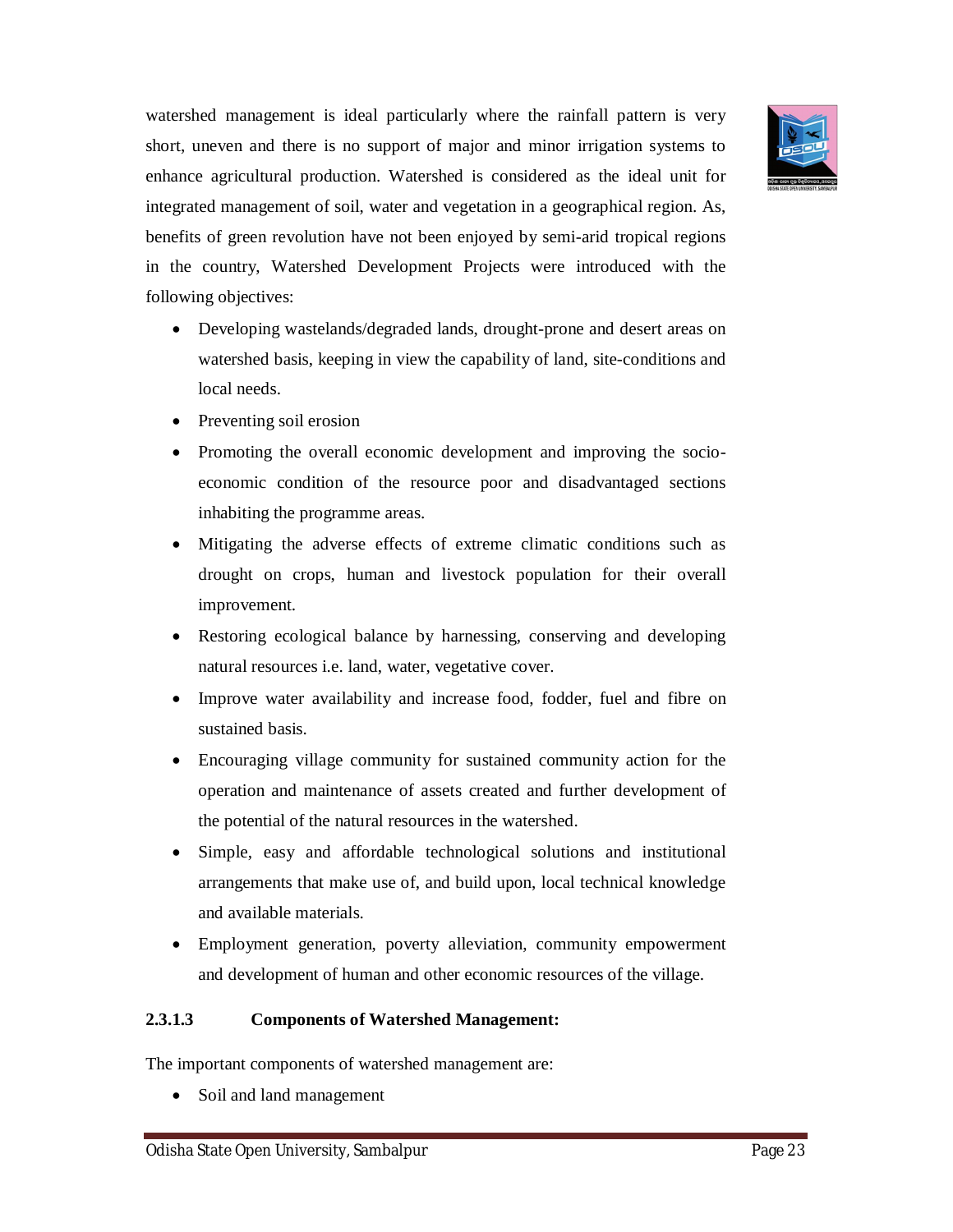watershed management is ideal particularly where the rainfall pattern is very short, uneven and there is no support of major and minor irrigation systems to enhance agricultural production. Watershed is considered as the ideal unit for integrated management of soil, water and vegetation in a geographical region. As, benefits of green revolution have not been enjoyed by semi-arid tropical regions in the country, Watershed Development Projects were introduced with the following objectives:

- Developing wastelands/degraded lands, drought-prone and desert areas on watershed basis, keeping in view the capability of land, site-conditions and local needs.
- Preventing soil erosion
- Promoting the overall economic development and improving the socio-economic condition of the resource poor and disadvantaged sections inhabiting the programme areas.
- Mitigating the adverse effects of extreme climatic conditions such as drought on crops, human and livestock population for their overall improvement.
- Restoring ecological balance by harnessing, conserving and developing natural resources i.e. land, water, vegetative cover.
- Improve water availability and increase food, fodder, fuel and fibre on sustained basis.
- Encouraging village community for sustained community action for the operation and maintenance of assets created and further development of the potential of the natural resources in the watershed.
- Simple, easy and affordable technological solutions and institutional arrangements that make use of, and build upon, local technical knowledge and available materials.
- Employment generation, poverty alleviation, community empowerment and development of human and other economic resources of the village.

#### 2.3.1.3 Components of Watershed Management:

The important components of watershed management are:

- Soil and land management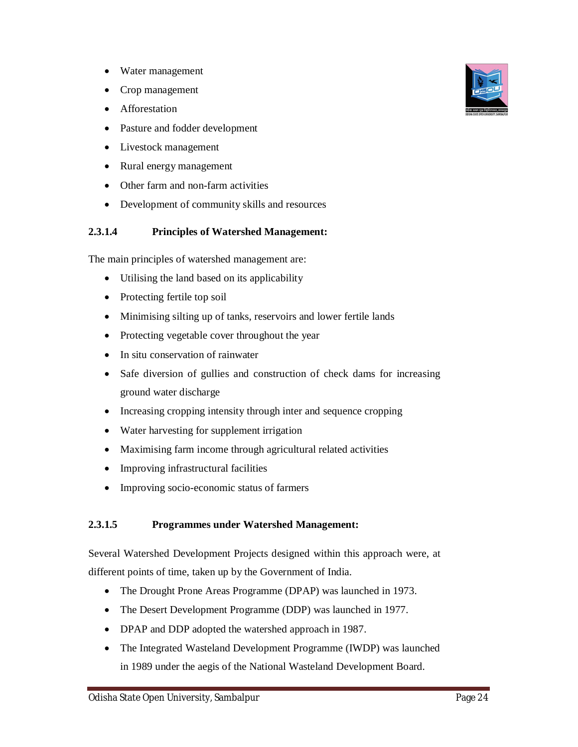- Water management
- Crop management
- Afforestation
- Pasture and fodder development
- Livestock management
- Rural energy management
- Other farm and non-farm activities
- Development of community skills and resources

#### 2.3.1.4 Principles of Watershed Management:

The main principles of watershed management are:

- Utilising the land based on its applicability
- Protecting fertile top soil
- Minimising silting up of tanks, reservoirs and lower fertile lands
- Protecting vegetable cover throughout the year
- In situ conservation of rainwater
- Safe diversion of gullies and construction of check dams for increasing ground water discharge
- Increasing cropping intensity through inter and sequence cropping
- Water harvesting for supplement irrigation
- Maximising farm income through agricultural related activities
- Improving infrastructural facilities
- Improving socio-economic status of farmers

#### 2.3.1.5 Programmes under Watershed Management:

Several Watershed Development Projects designed within this approach were, at different points of time, taken up by the Government of India.

- The Drought Prone Areas Programme (DPAP) was launched in 1973.
- The Desert Development Programme (DDP) was launched in 1977.
- DPAP and DDP adopted the watershed approach in 1987.
- The Integrated Wasteland Development Programme (IWDP) was launched in 1989 under the aegis of the National Wasteland Development Board.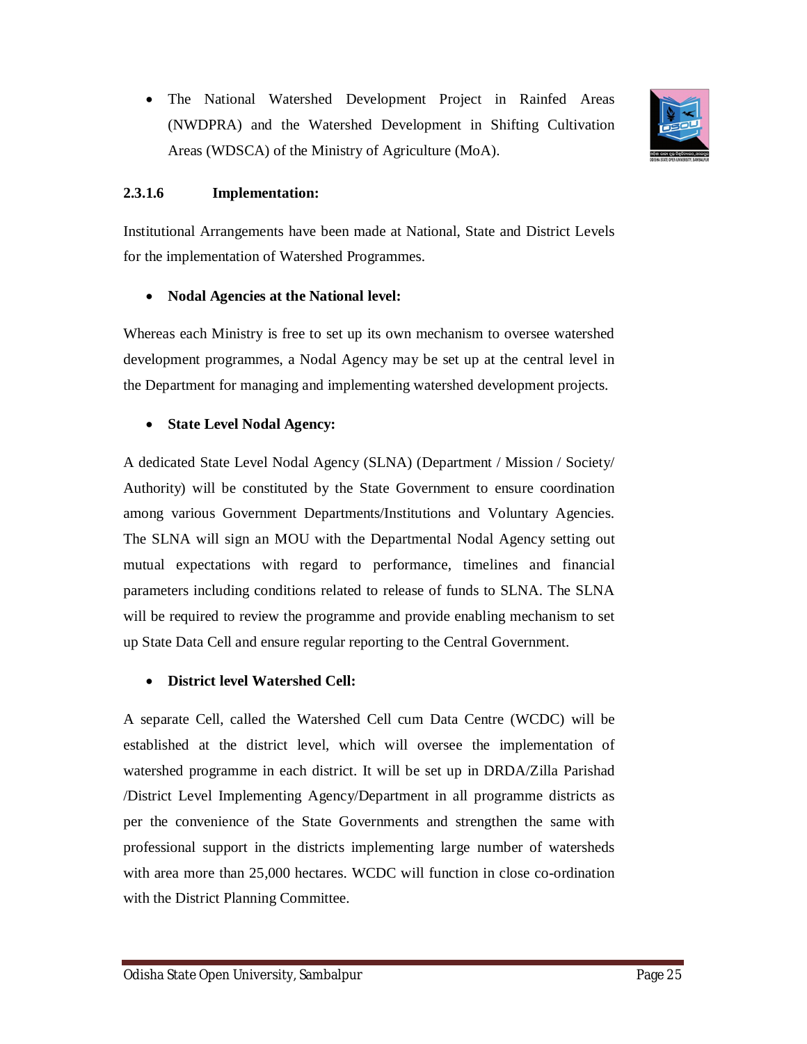- The National Watershed Development Project in Rainfed Areas (NWDPRA) and the Watershed Development in Shifting Cultivation Areas (WDSCA) of the Ministry of Agriculture (MoA).

#### 2.3.1.6 Implementation:

Institutional Arrangements have been made at National, State and District Levels for the implementation of Watershed Programmes.

- **Nodal Agencies at the National level:**

Whereas each Ministry is free to set up its own mechanism to oversee watershed development programmes, a Nodal Agency may be set up at the central level in the Department for managing and implementing watershed development projects.

- **State Level Nodal Agency:**

A dedicated State Level Nodal Agency (SLNA) (Department / Mission / Society/ Authority) will be constituted by the State Government to ensure coordination among various Government Departments/Institutions and Voluntary Agencies. The SLNA will sign an MOU with the Departmental Nodal Agency setting out mutual expectations with regard to performance, timelines and financial parameters including conditions related to release of funds to SLNA. The SLNA will be required to review the programme and provide enabling mechanism to set up State Data Cell and ensure regular reporting to the Central Government.

- **District level Watershed Cell:**

A separate Cell, called the Watershed Cell cum Data Centre (WCDC) will be established at the district level, which will oversee the implementation of watershed programme in each district. It will be set up in DRDA/Zilla Parishad /District Level Implementing Agency/Department in all programme districts as per the convenience of the State Governments and strengthen the same with professional support in the districts implementing large number of watersheds with area more than 25,000 hectares. WCDC will function in close co-ordination with the District Planning Committee.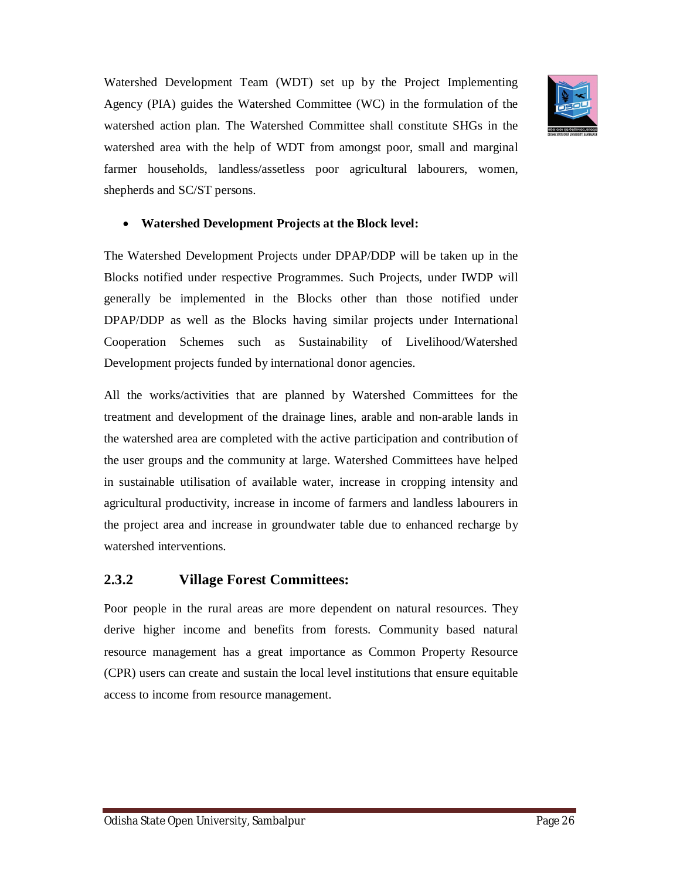Watershed Development Team (WDT) set up by the Project Implementing Agency (PIA) guides the Watershed Committee (WC) in the formulation of the watershed action plan. The Watershed Committee shall constitute SHGs in the watershed area with the help of WDT from amongst poor, small and marginal farmer households, landless/assetless poor agricultural labourers, women, shepherds and SC/ST persons.

- **Watershed Development Projects at the Block level:**

The Watershed Development Projects under DPAP/DDP will be taken up in the Blocks notified under respective Programmes. Such Projects, under IWDP will generally be implemented in the Blocks other than those notified under DPAP/DDP as well as the Blocks having similar projects under International Cooperation Schemes such as Sustainability of Livelihood/Watershed Development projects funded by international donor agencies.

All the works/activities that are planned by Watershed Committees for the treatment and development of the drainage lines, arable and non-arable lands in the watershed area are completed with the active participation and contribution of the user groups and the community at large. Watershed Committees have helped in sustainable utilisation of available water, increase in cropping intensity and agricultural productivity, increase in income of farmers and landless labourers in the project area and increase in groundwater table due to enhanced recharge by watershed interventions.

### 2.3.2 Village Forest Committees:

Poor people in the rural areas are more dependent on natural resources. They derive higher income and benefits from forests. Community based natural resource management has a great importance as Common Property Resource (CPR) users can create and sustain the local level institutions that ensure equitable access to income from resource management.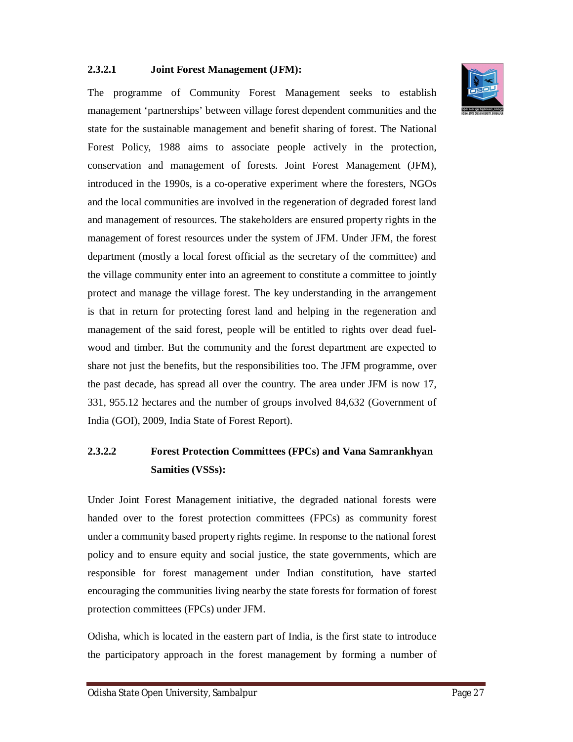#### 2.3.2.1 Joint Forest Management (JFM):

The programme of Community Forest Management seeks to establish management 'partnerships' between village forest dependent communities and the state for the sustainable management and benefit sharing of forest. The National Forest Policy, 1988 aims to associate people actively in the protection, conservation and management of forests. Joint Forest Management (JFM), introduced in the 1990s, is a co-operative experiment where the foresters, NGOs and the local communities are involved in the regeneration of degraded forest land and management of resources. The stakeholders are ensured property rights in the management of forest resources under the system of JFM. Under JFM, the forest department (mostly a local forest official as the secretary of the committee) and the village community enter into an agreement to constitute a committee to jointly protect and manage the village forest. The key understanding in the arrangement is that in return for protecting forest land and helping in the regeneration and management of the said forest, people will be entitled to rights over dead fuel-wood and timber. But the community and the forest department are expected to share not just the benefits, but the responsibilities too. The JFM programme, over the past decade, has spread all over the country. The area under JFM is now 17, 331, 955.12 hectares and the number of groups involved 84,632 (Government of India (GOI), 2009, India State of Forest Report).

#### 2.3.2.2 Forest Protection Committees (FPCs) and Vana Samrankhyan Samities (VSSs):

Under Joint Forest Management initiative, the degraded national forests were handed over to the forest protection committees (FPCs) as community forest under a community based property rights regime. In response to the national forest policy and to ensure equity and social justice, the state governments, which are responsible for forest management under Indian constitution, have started encouraging the communities living nearby the state forests for formation of forest protection committees (FPCs) under JFM.

Odisha, which is located in the eastern part of India, is the first state to introduce the participatory approach in the forest management by forming a number of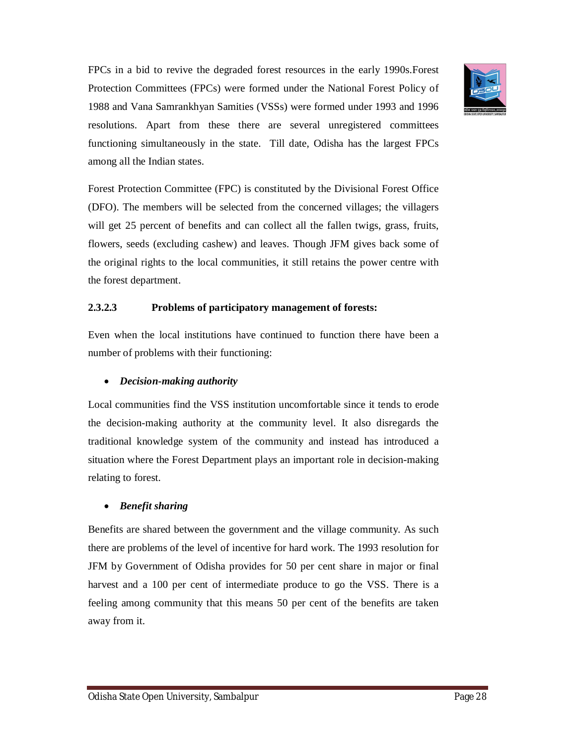FPCs in a bid to revive the degraded forest resources in the early 1990s.Forest Protection Committees (FPCs) were formed under the National Forest Policy of 1988 and Vana Samrankhyan Samities (VSSs) were formed under 1993 and 1996 resolutions. Apart from these there are several unregistered committees functioning simultaneously in the state. Till date, Odisha has the largest FPCs among all the Indian states.

Forest Protection Committee (FPC) is constituted by the Divisional Forest Office (DFO). The members will be selected from the concerned villages; the villagers will get 25 percent of benefits and can collect all the fallen twigs, grass, fruits, flowers, seeds (excluding cashew) and leaves. Though JFM gives back some of the original rights to the local communities, it still retains the power centre with the forest department.

#### 2.3.2.3 Problems of participatory management of forests:

Even when the local institutions have continued to function there have been a number of problems with their functioning:

- ***Decision-making authority***

Local communities find the VSS institution uncomfortable since it tends to erode the decision-making authority at the community level. It also disregards the traditional knowledge system of the community and instead has introduced a situation where the Forest Department plays an important role in decision-making relating to forest.

- ***Benefit sharing***

Benefits are shared between the government and the village community. As such there are problems of the level of incentive for hard work. The 1993 resolution for JFM by Government of Odisha provides for 50 per cent share in major or final harvest and a 100 per cent of intermediate produce to go the VSS. There is a feeling among community that this means 50 per cent of the benefits are taken away from it.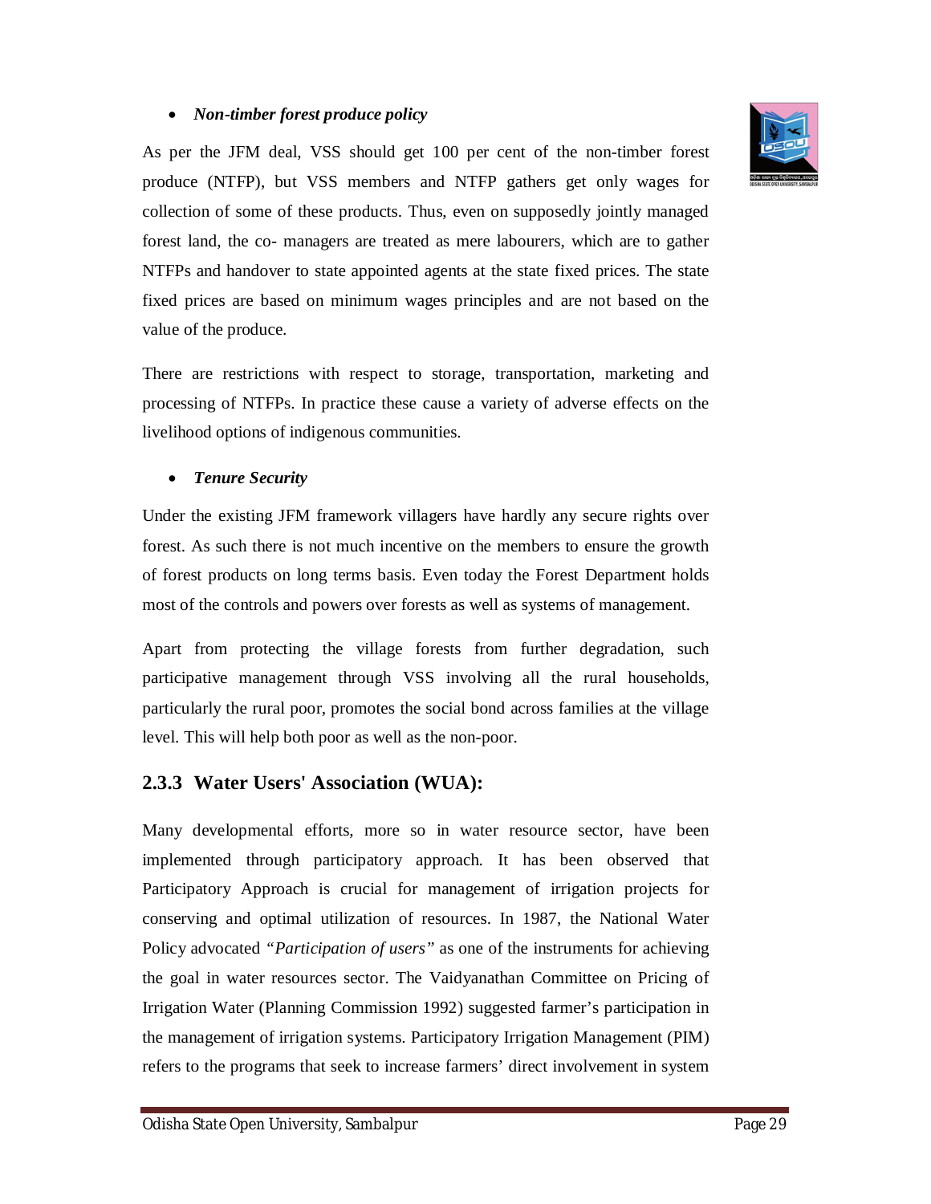- ***Non-timber forest produce policy***

As per the JFM deal, VSS should get 100 per cent of the non-timber forest produce (NTFP), but VSS members and NTFP gathers get only wages for collection of some of these products. Thus, even on supposedly jointly managed forest land, the co- managers are treated as mere labourers, which are to gather NTFPs and handover to state appointed agents at the state fixed prices. The state fixed prices are based on minimum wages principles and are not based on the value of the produce.

There are restrictions with respect to storage, transportation, marketing and processing of NTFPs. In practice these cause a variety of adverse effects on the livelihood options of indigenous communities.

- ***Tenure Security***

Under the existing JFM framework villagers have hardly any secure rights over forest. As such there is not much incentive on the members to ensure the growth of forest products on long terms basis. Even today the Forest Department holds most of the controls and powers over forests as well as systems of management.

Apart from protecting the village forests from further degradation, such participative management through VSS involving all the rural households, particularly the rural poor, promotes the social bond across families at the village level. This will help both poor as well as the non-poor.

### 2.3.3 Water Users' Association (WUA):

Many developmental efforts, more so in water resource sector, have been implemented through participatory approach. It has been observed that Participatory Approach is crucial for management of irrigation projects for conserving and optimal utilization of resources. In 1987, the National Water Policy advocated *"Participation of users"* as one of the instruments for achieving the goal in water resources sector. The Vaidyanathan Committee on Pricing of Irrigation Water (Planning Commission 1992) suggested farmer's participation in the management of irrigation systems. Participatory Irrigation Management (PIM) refers to the programs that seek to increase farmers' direct involvement in system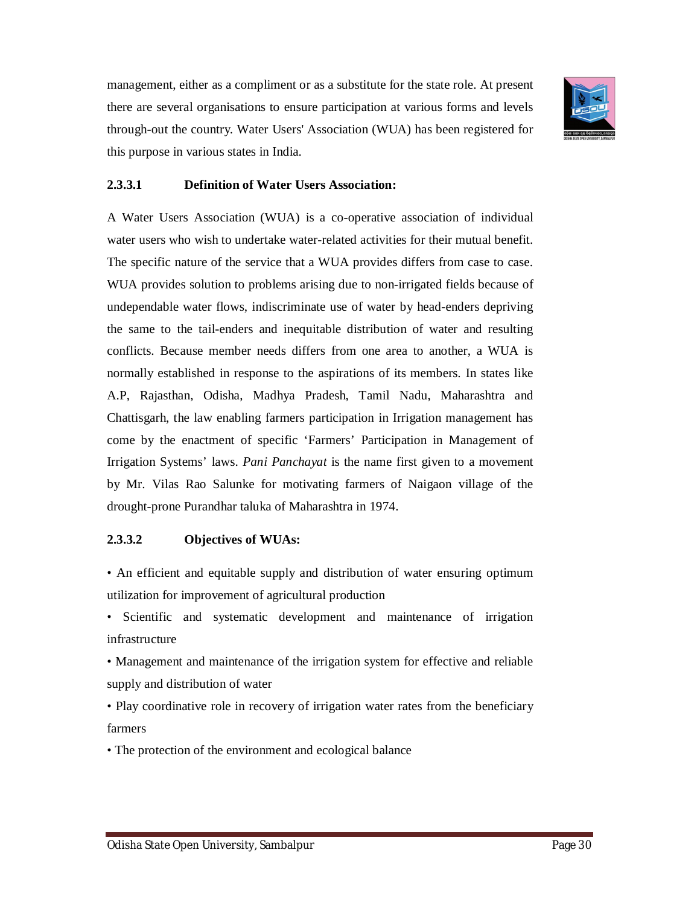management, either as a compliment or as a substitute for the state role. At present there are several organisations to ensure participation at various forms and levels through-out the country. Water Users' Association (WUA) has been registered for this purpose in various states in India.

#### 2.3.3.1 Definition of Water Users Association:

A Water Users Association (WUA) is a co-operative association of individual water users who wish to undertake water-related activities for their mutual benefit. The specific nature of the service that a WUA provides differs from case to case. WUA provides solution to problems arising due to non-irrigated fields because of undependable water flows, indiscriminate use of water by head-enders depriving the same to the tail-enders and inequitable distribution of water and resulting conflicts. Because member needs differs from one area to another, a WUA is normally established in response to the aspirations of its members. In states like A.P, Rajasthan, Odisha, Madhya Pradesh, Tamil Nadu, Maharashtra and Chattisgarh, the law enabling farmers participation in Irrigation management has come by the enactment of specific 'Farmers' Participation in Management of Irrigation Systems' laws. *Pani Panchayat* is the name first given to a movement by Mr. Vilas Rao Salunke for motivating farmers of Naigaon village of the drought-prone Purandhar taluka of Maharashtra in 1974.

#### 2.3.3.2 Objectives of WUAs:

- An efficient and equitable supply and distribution of water ensuring optimum utilization for improvement of agricultural production
- Scientific and systematic development and maintenance of irrigation infrastructure
- Management and maintenance of the irrigation system for effective and reliable supply and distribution of water
- Play coordinative role in recovery of irrigation water rates from the beneficiary farmers
- The protection of the environment and ecological balance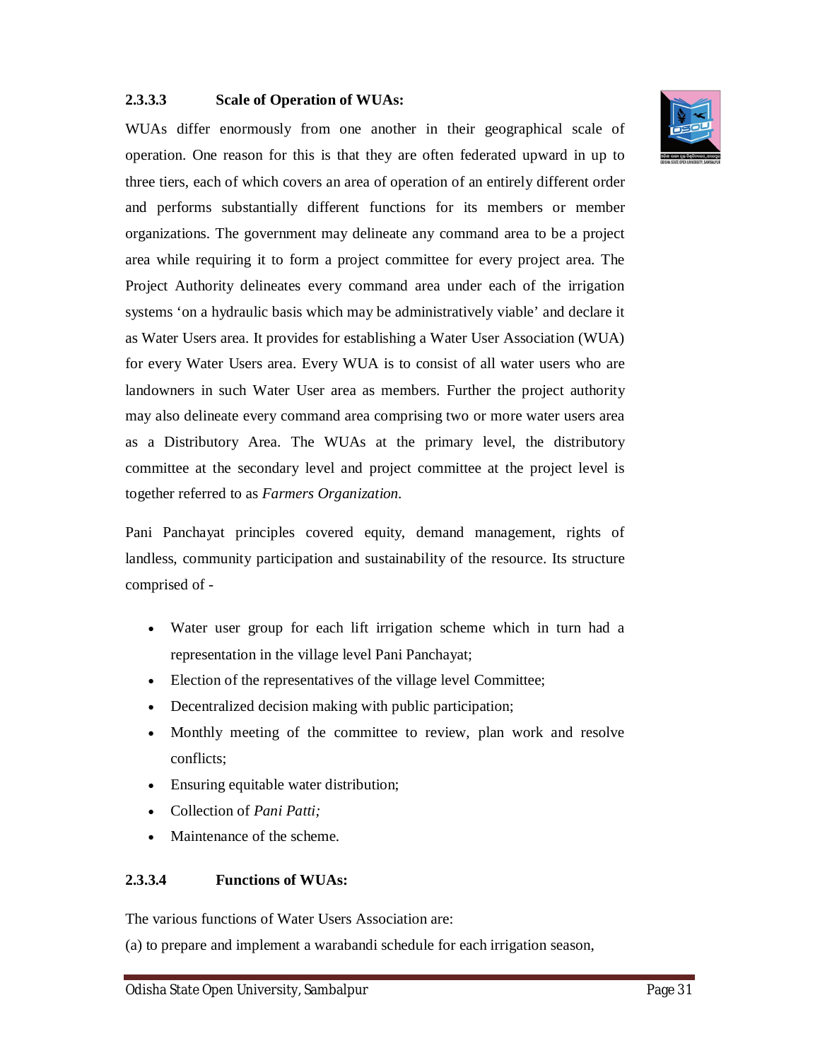#### 2.3.3.3 Scale of Operation of WUAs:

WUAs differ enormously from one another in their geographical scale of operation. One reason for this is that they are often federated upward in up to three tiers, each of which covers an area of operation of an entirely different order and performs substantially different functions for its members or member organizations. The government may delineate any command area to be a project area while requiring it to form a project committee for every project area. The Project Authority delineates every command area under each of the irrigation systems 'on a hydraulic basis which may be administratively viable' and declare it as Water Users area. It provides for establishing a Water User Association (WUA) for every Water Users area. Every WUA is to consist of all water users who are landowners in such Water User area as members. Further the project authority may also delineate every command area comprising two or more water users area as a Distributory Area. The WUAs at the primary level, the distributory committee at the secondary level and project committee at the project level is together referred to as *Farmers Organization.*

Pani Panchayat principles covered equity, demand management, rights of landless, community participation and sustainability of the resource. Its structure comprised of -

- Water user group for each lift irrigation scheme which in turn had a representation in the village level Pani Panchayat;
- Election of the representatives of the village level Committee;
- Decentralized decision making with public participation;
- Monthly meeting of the committee to review, plan work and resolve conflicts;
- Ensuring equitable water distribution;
- Collection of *Pani Patti;*
- Maintenance of the scheme.

#### 2.3.3.4 Functions of WUAs:

The various functions of Water Users Association are:

(a) to prepare and implement a warabandi schedule for each irrigation season,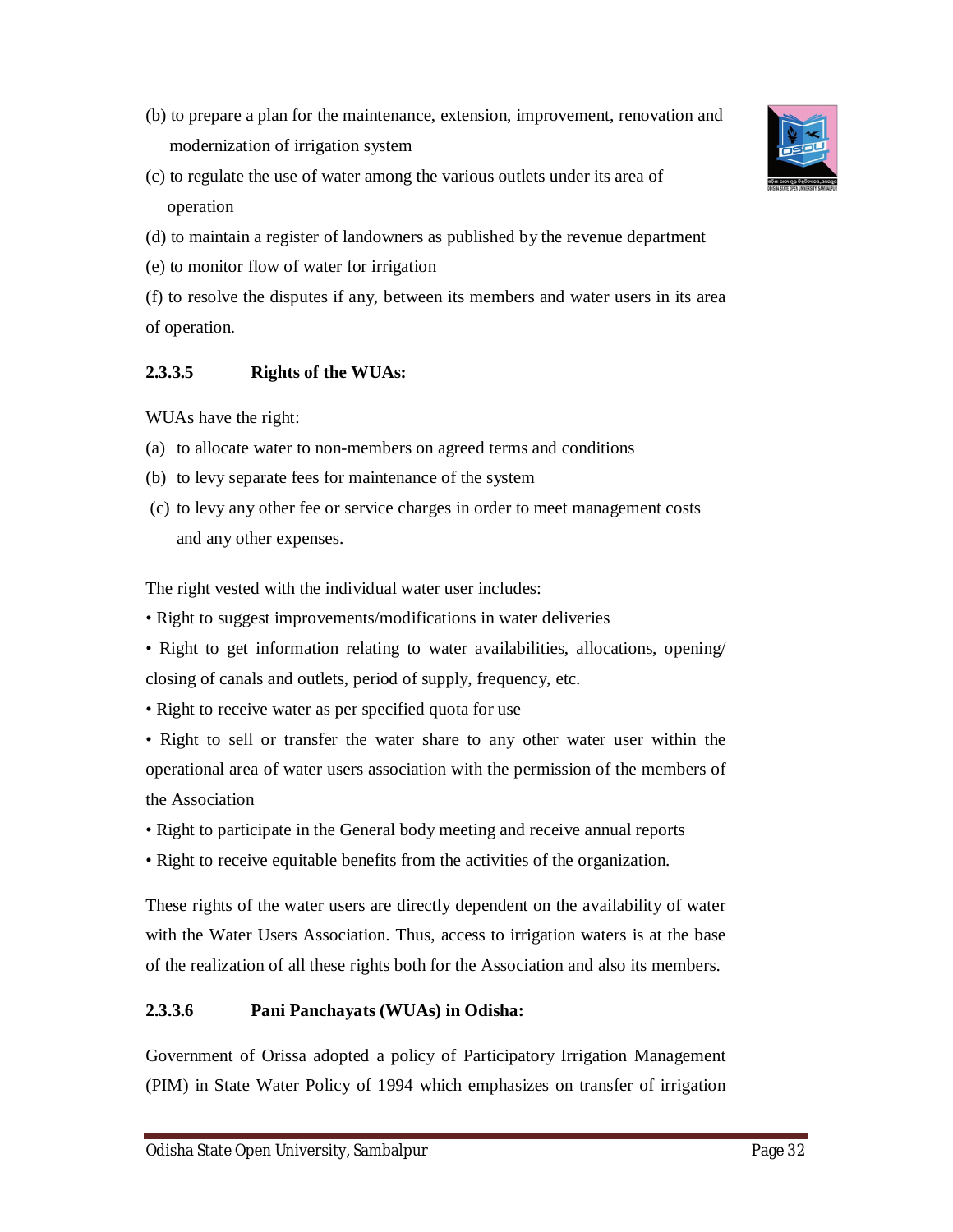(b) to prepare a plan for the maintenance, extension, improvement, renovation and modernization of irrigation system

(c) to regulate the use of water among the various outlets under its area of operation

(d) to maintain a register of landowners as published by the revenue department

(e) to monitor flow of water for irrigation

(f) to resolve the disputes if any, between its members and water users in its area of operation.

### 2.3.3.5 Rights of the WUAs:

WUAs have the right:

(a) to allocate water to non-members on agreed terms and conditions

(b) to levy separate fees for maintenance of the system

(c) to levy any other fee or service charges in order to meet management costs and any other expenses.

The right vested with the individual water user includes:

- Right to suggest improvements/modifications in water deliveries
- Right to get information relating to water availabilities, allocations, opening/ closing of canals and outlets, period of supply, frequency, etc.
- Right to receive water as per specified quota for use
- Right to sell or transfer the water share to any other water user within the operational area of water users association with the permission of the members of the Association
- Right to participate in the General body meeting and receive annual reports
- Right to receive equitable benefits from the activities of the organization.

These rights of the water users are directly dependent on the availability of water with the Water Users Association. Thus, access to irrigation waters is at the base of the realization of all these rights both for the Association and also its members.

### 2.3.3.6 Pani Panchayats (WUAs) in Odisha:

Government of Orissa adopted a policy of Participatory Irrigation Management (PIM) in State Water Policy of 1994 which emphasizes on transfer of irrigation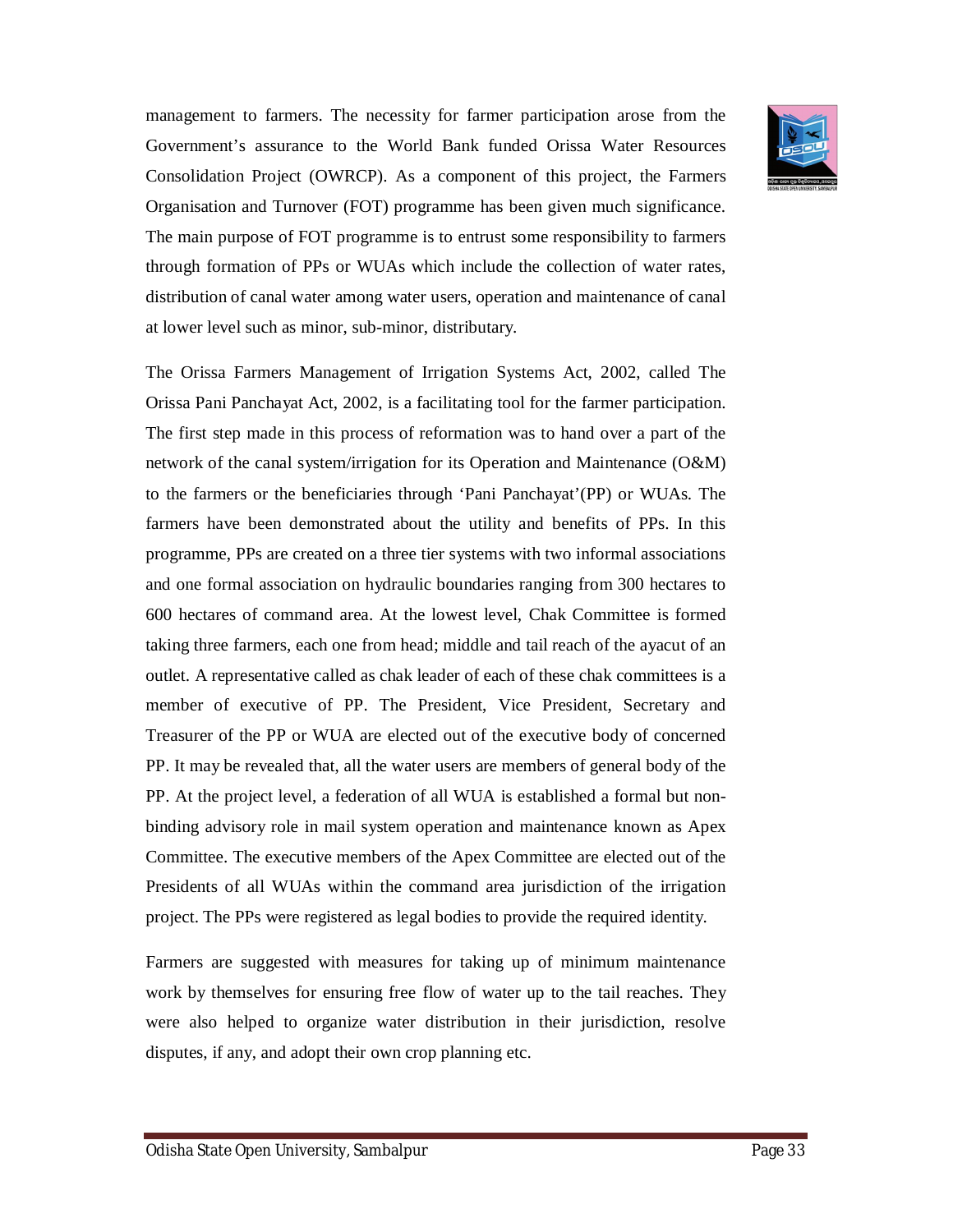management to farmers. The necessity for farmer participation arose from the Government's assurance to the World Bank funded Orissa Water Resources Consolidation Project (OWRCP). As a component of this project, the Farmers Organisation and Turnover (FOT) programme has been given much significance. The main purpose of FOT programme is to entrust some responsibility to farmers through formation of PPs or WUAs which include the collection of water rates, distribution of canal water among water users, operation and maintenance of canal at lower level such as minor, sub-minor, distributary.

The Orissa Farmers Management of Irrigation Systems Act, 2002, called The Orissa Pani Panchayat Act, 2002, is a facilitating tool for the farmer participation. The first step made in this process of reformation was to hand over a part of the network of the canal system/irrigation for its Operation and Maintenance (O&M) to the farmers or the beneficiaries through 'Pani Panchayat'(PP) or WUAs. The farmers have been demonstrated about the utility and benefits of PPs. In this programme, PPs are created on a three tier systems with two informal associations and one formal association on hydraulic boundaries ranging from 300 hectares to 600 hectares of command area. At the lowest level, Chak Committee is formed taking three farmers, each one from head; middle and tail reach of the ayacut of an outlet. A representative called as chak leader of each of these chak committees is a member of executive of PP. The President, Vice President, Secretary and Treasurer of the PP or WUA are elected out of the executive body of concerned PP. It may be revealed that, all the water users are members of general body of the PP. At the project level, a federation of all WUA is established a formal but non-binding advisory role in mail system operation and maintenance known as Apex Committee. The executive members of the Apex Committee are elected out of the Presidents of all WUAs within the command area jurisdiction of the irrigation project. The PPs were registered as legal bodies to provide the required identity.

Farmers are suggested with measures for taking up of minimum maintenance work by themselves for ensuring free flow of water up to the tail reaches. They were also helped to organize water distribution in their jurisdiction, resolve disputes, if any, and adopt their own crop planning etc.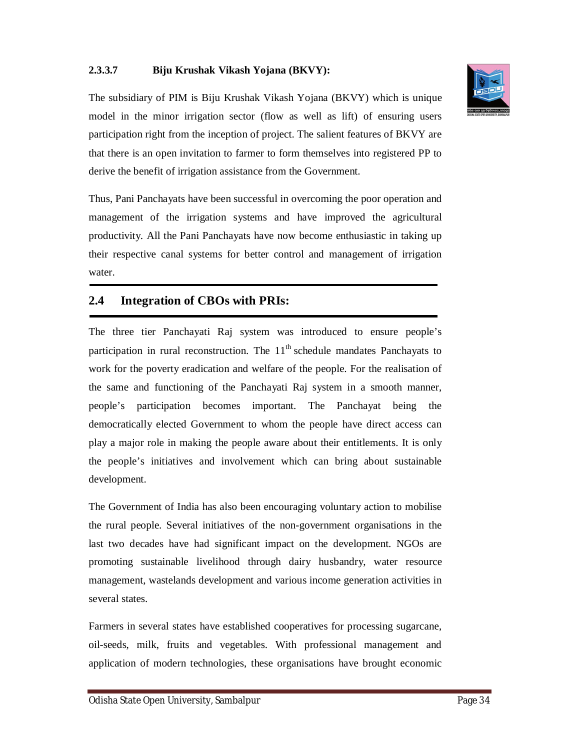#### 2.3.3.7 Biju Krushak Vikash Yojana (BKVY):

The subsidiary of PIM is Biju Krushak Vikash Yojana (BKVY) which is unique model in the minor irrigation sector (flow as well as lift) of ensuring users participation right from the inception of project. The salient features of BKVY are that there is an open invitation to farmer to form themselves into registered PP to derive the benefit of irrigation assistance from the Government.

Thus, Pani Panchayats have been successful in overcoming the poor operation and management of the irrigation systems and have improved the agricultural productivity. All the Pani Panchayats have now become enthusiastic in taking up their respective canal systems for better control and management of irrigation water.

## 2.4 Integration of CBOs with PRIs:

The three tier Panchayati Raj system was introduced to ensure people's participation in rural reconstruction. The 11th schedule mandates Panchayats to work for the poverty eradication and welfare of the people. For the realisation of the same and functioning of the Panchayati Raj system in a smooth manner, people's participation becomes important. The Panchayat being the democratically elected Government to whom the people have direct access can play a major role in making the people aware about their entitlements. It is only the people's initiatives and involvement which can bring about sustainable development.

The Government of India has also been encouraging voluntary action to mobilise the rural people. Several initiatives of the non-government organisations in the last two decades have had significant impact on the development. NGOs are promoting sustainable livelihood through dairy husbandry, water resource management, wastelands development and various income generation activities in several states.

Farmers in several states have established cooperatives for processing sugarcane, oil-seeds, milk, fruits and vegetables. With professional management and application of modern technologies, these organisations have brought economic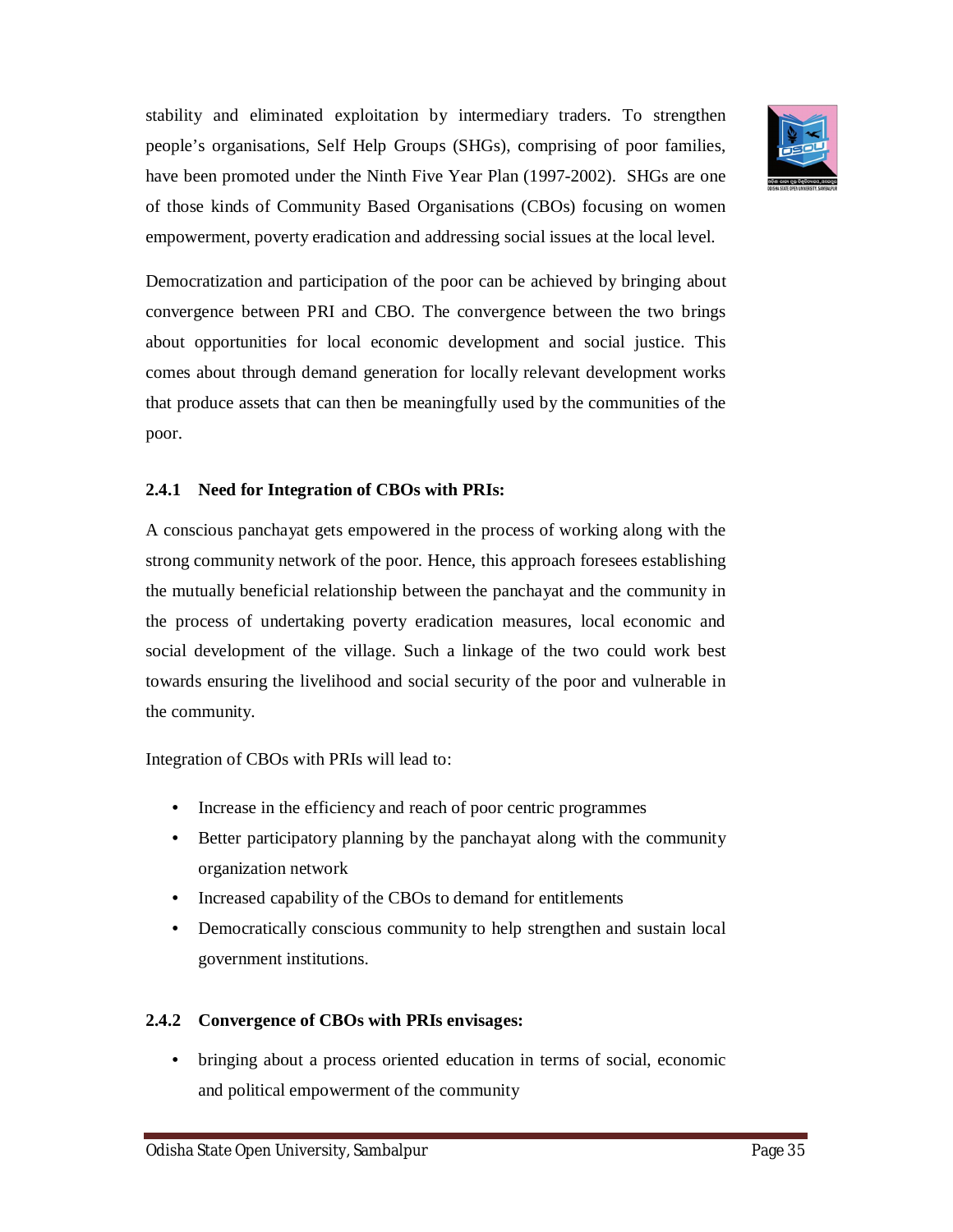stability and eliminated exploitation by intermediary traders. To strengthen people's organisations, Self Help Groups (SHGs), comprising of poor families, have been promoted under the Ninth Five Year Plan (1997-2002). SHGs are one of those kinds of Community Based Organisations (CBOs) focusing on women empowerment, poverty eradication and addressing social issues at the local level.

Democratization and participation of the poor can be achieved by bringing about convergence between PRI and CBO. The convergence between the two brings about opportunities for local economic development and social justice. This comes about through demand generation for locally relevant development works that produce assets that can then be meaningfully used by the communities of the poor.

### 2.4.1 Need for Integration of CBOs with PRIs:

A conscious panchayat gets empowered in the process of working along with the strong community network of the poor. Hence, this approach foresees establishing the mutually beneficial relationship between the panchayat and the community in the process of undertaking poverty eradication measures, local economic and social development of the village. Such a linkage of the two could work best towards ensuring the livelihood and social security of the poor and vulnerable in the community.

Integration of CBOs with PRIs will lead to:

- Increase in the efficiency and reach of poor centric programmes
- Better participatory planning by the panchayat along with the community organization network
- Increased capability of the CBOs to demand for entitlements
- Democratically conscious community to help strengthen and sustain local government institutions.

### 2.4.2 Convergence of CBOs with PRIs envisages:

- bringing about a process oriented education in terms of social, economic and political empowerment of the community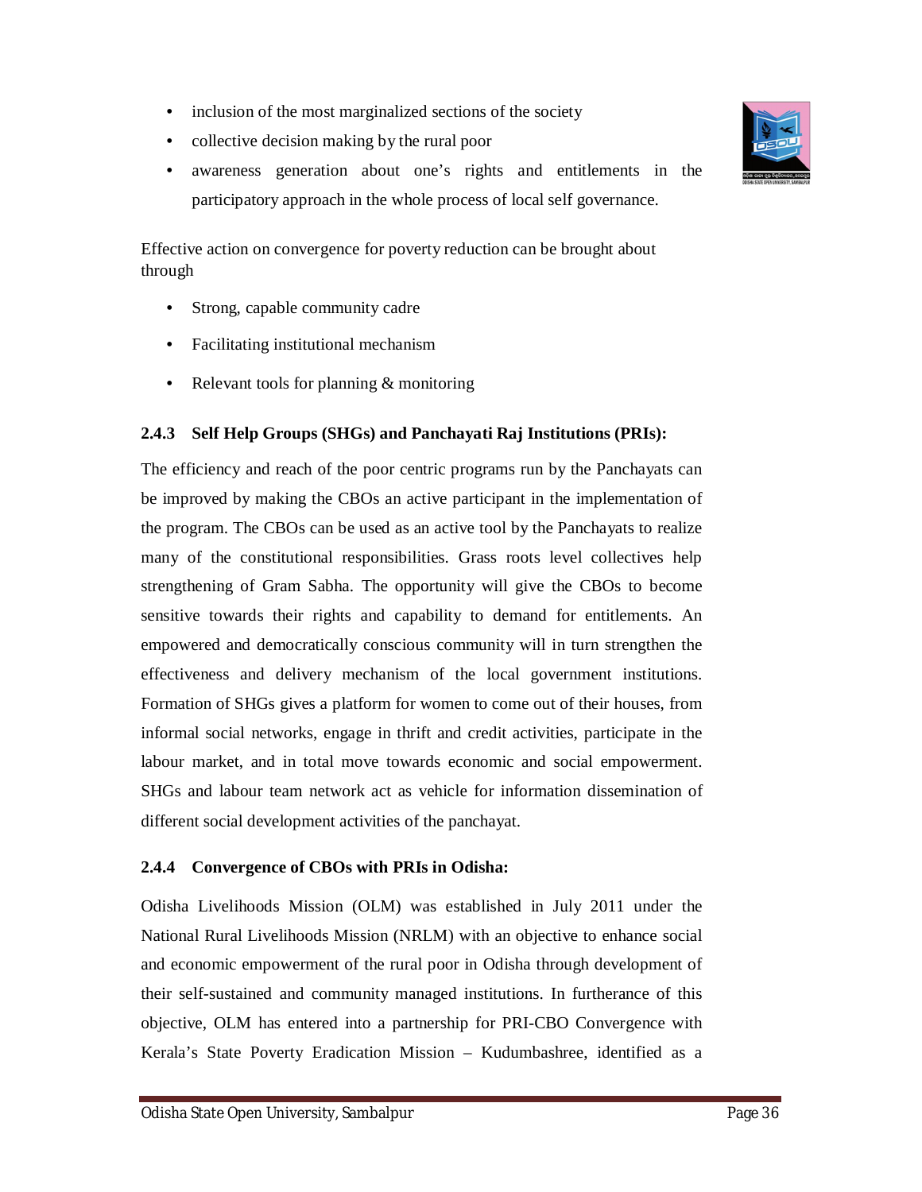- inclusion of the most marginalized sections of the society
- collective decision making by the rural poor
- awareness generation about one's rights and entitlements in the participatory approach in the whole process of local self governance.

Effective action on convergence for poverty reduction can be brought about through

- Strong, capable community cadre
- Facilitating institutional mechanism
- Relevant tools for planning & monitoring

### 2.4.3 Self Help Groups (SHGs) and Panchayati Raj Institutions (PRIs):

The efficiency and reach of the poor centric programs run by the Panchayats can be improved by making the CBOs an active participant in the implementation of the program. The CBOs can be used as an active tool by the Panchayats to realize many of the constitutional responsibilities. Grass roots level collectives help strengthening of Gram Sabha. The opportunity will give the CBOs to become sensitive towards their rights and capability to demand for entitlements. An empowered and democratically conscious community will in turn strengthen the effectiveness and delivery mechanism of the local government institutions. Formation of SHGs gives a platform for women to come out of their houses, from informal social networks, engage in thrift and credit activities, participate in the labour market, and in total move towards economic and social empowerment. SHGs and labour team network act as vehicle for information dissemination of different social development activities of the panchayat.

### 2.4.4 Convergence of CBOs with PRIs in Odisha:

Odisha Livelihoods Mission (OLM) was established in July 2011 under the National Rural Livelihoods Mission (NRLM) with an objective to enhance social and economic empowerment of the rural poor in Odisha through development of their self-sustained and community managed institutions. In furtherance of this objective, OLM has entered into a partnership for PRI-CBO Convergence with Kerala's State Poverty Eradication Mission – Kudumbashree, identified as a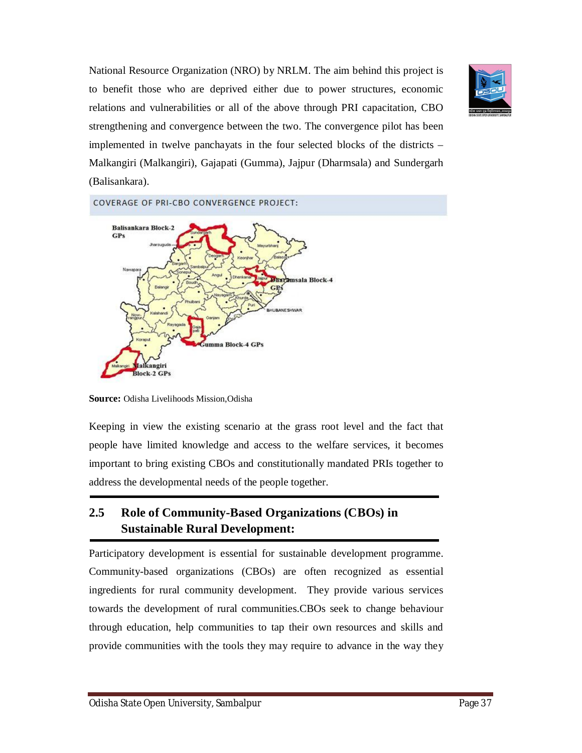National Resource Organization (NRO) by NRLM. The aim behind this project is to benefit those who are deprived either due to power structures, economic relations and vulnerabilities or all of the above through PRI capacitation, CBO strengthening and convergence between the two. The convergence pilot has been implemented in twelve panchayats in the four selected blocks of the districts – Malkangiri (Malkangiri), Gajapati (Gumma), Jajpur (Dharmsala) and Sundergarh (Balisankara).

COVERAGE OF PRI-CBO CONVERGENCE PROJECT:

**Source:** Odisha Livelihoods Mission,Odisha

Keeping in view the existing scenario at the grass root level and the fact that people have limited knowledge and access to the welfare services, it becomes important to bring existing CBOs and constitutionally mandated PRIs together to address the developmental needs of the people together.

## 2.5 Role of Community-Based Organizations (CBOs) in Sustainable Rural Development:

Participatory development is essential for sustainable development programme. Community-based organizations (CBOs) are often recognized as essential ingredients for rural community development. They provide various services towards the development of rural communities.CBOs seek to change behaviour through education, help communities to tap their own resources and skills and provide communities with the tools they may require to advance in the way they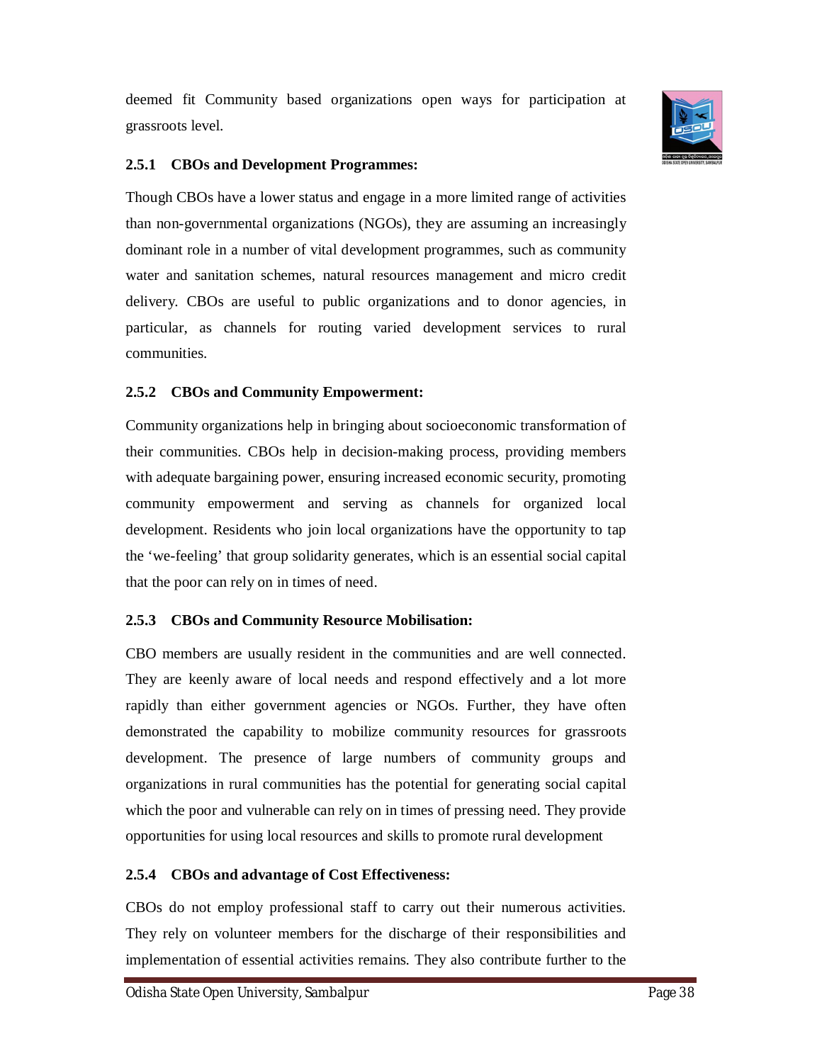deemed fit Community based organizations open ways for participation at grassroots level.

### 2.5.1 CBOs and Development Programmes:

Though CBOs have a lower status and engage in a more limited range of activities than non-governmental organizations (NGOs), they are assuming an increasingly dominant role in a number of vital development programmes, such as community water and sanitation schemes, natural resources management and micro credit delivery. CBOs are useful to public organizations and to donor agencies, in particular, as channels for routing varied development services to rural communities.

### 2.5.2 CBOs and Community Empowerment:

Community organizations help in bringing about socioeconomic transformation of their communities. CBOs help in decision-making process, providing members with adequate bargaining power, ensuring increased economic security, promoting community empowerment and serving as channels for organized local development. Residents who join local organizations have the opportunity to tap the 'we-feeling' that group solidarity generates, which is an essential social capital that the poor can rely on in times of need.

### 2.5.3 CBOs and Community Resource Mobilisation:

CBO members are usually resident in the communities and are well connected. They are keenly aware of local needs and respond effectively and a lot more rapidly than either government agencies or NGOs. Further, they have often demonstrated the capability to mobilize community resources for grassroots development. The presence of large numbers of community groups and organizations in rural communities has the potential for generating social capital which the poor and vulnerable can rely on in times of pressing need. They provide opportunities for using local resources and skills to promote rural development

### 2.5.4 CBOs and advantage of Cost Effectiveness:

CBOs do not employ professional staff to carry out their numerous activities. They rely on volunteer members for the discharge of their responsibilities and implementation of essential activities remains. They also contribute further to the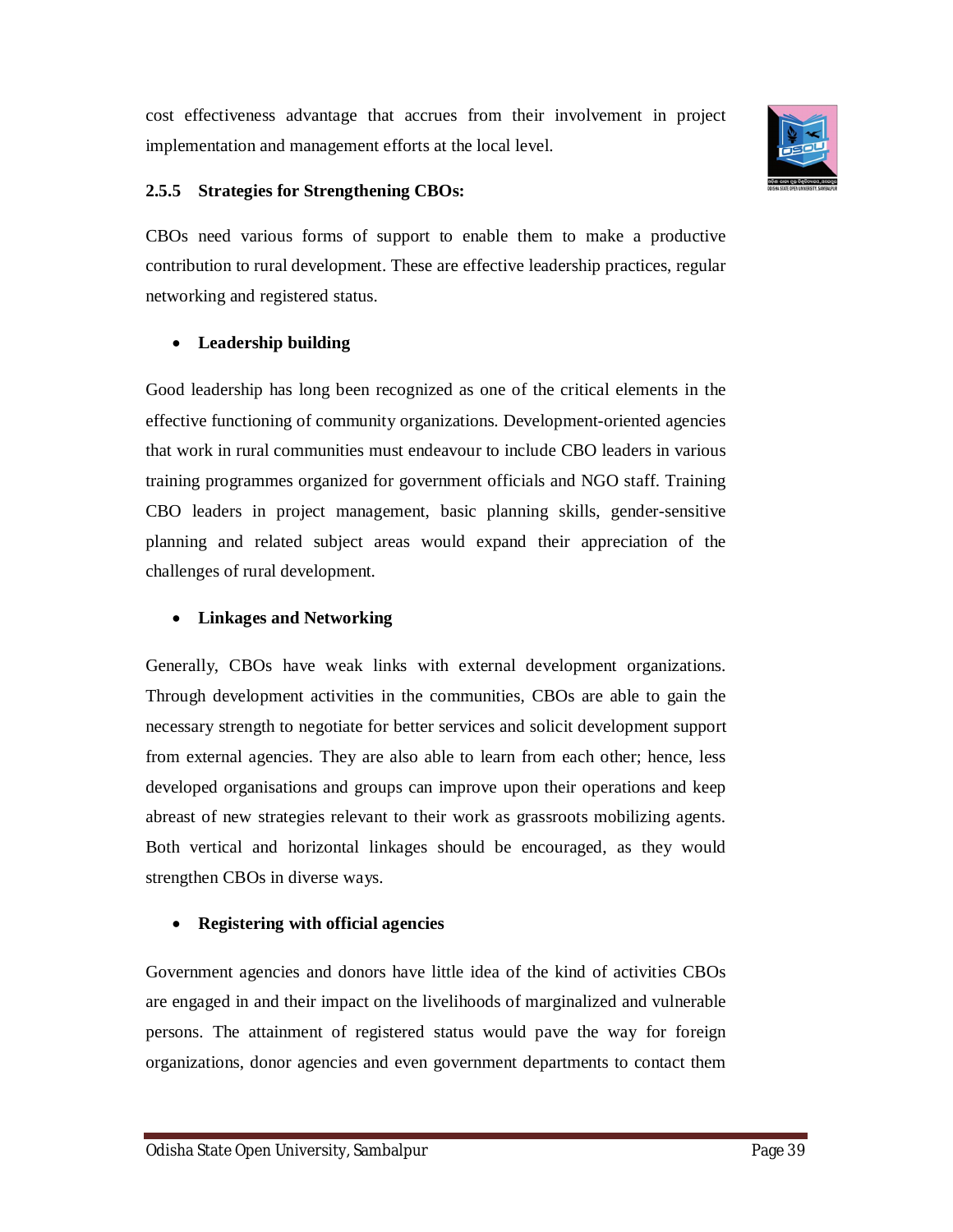cost effectiveness advantage that accrues from their involvement in project implementation and management efforts at the local level.

### 2.5.5 Strategies for Strengthening CBOs:

CBOs need various forms of support to enable them to make a productive contribution to rural development. These are effective leadership practices, regular networking and registered status.

- **Leadership building**

Good leadership has long been recognized as one of the critical elements in the effective functioning of community organizations. Development-oriented agencies that work in rural communities must endeavour to include CBO leaders in various training programmes organized for government officials and NGO staff. Training CBO leaders in project management, basic planning skills, gender-sensitive planning and related subject areas would expand their appreciation of the challenges of rural development.

- **Linkages and Networking**

Generally, CBOs have weak links with external development organizations. Through development activities in the communities, CBOs are able to gain the necessary strength to negotiate for better services and solicit development support from external agencies. They are also able to learn from each other; hence, less developed organisations and groups can improve upon their operations and keep abreast of new strategies relevant to their work as grassroots mobilizing agents. Both vertical and horizontal linkages should be encouraged, as they would strengthen CBOs in diverse ways.

- **Registering with official agencies**

Government agencies and donors have little idea of the kind of activities CBOs are engaged in and their impact on the livelihoods of marginalized and vulnerable persons. The attainment of registered status would pave the way for foreign organizations, donor agencies and even government departments to contact them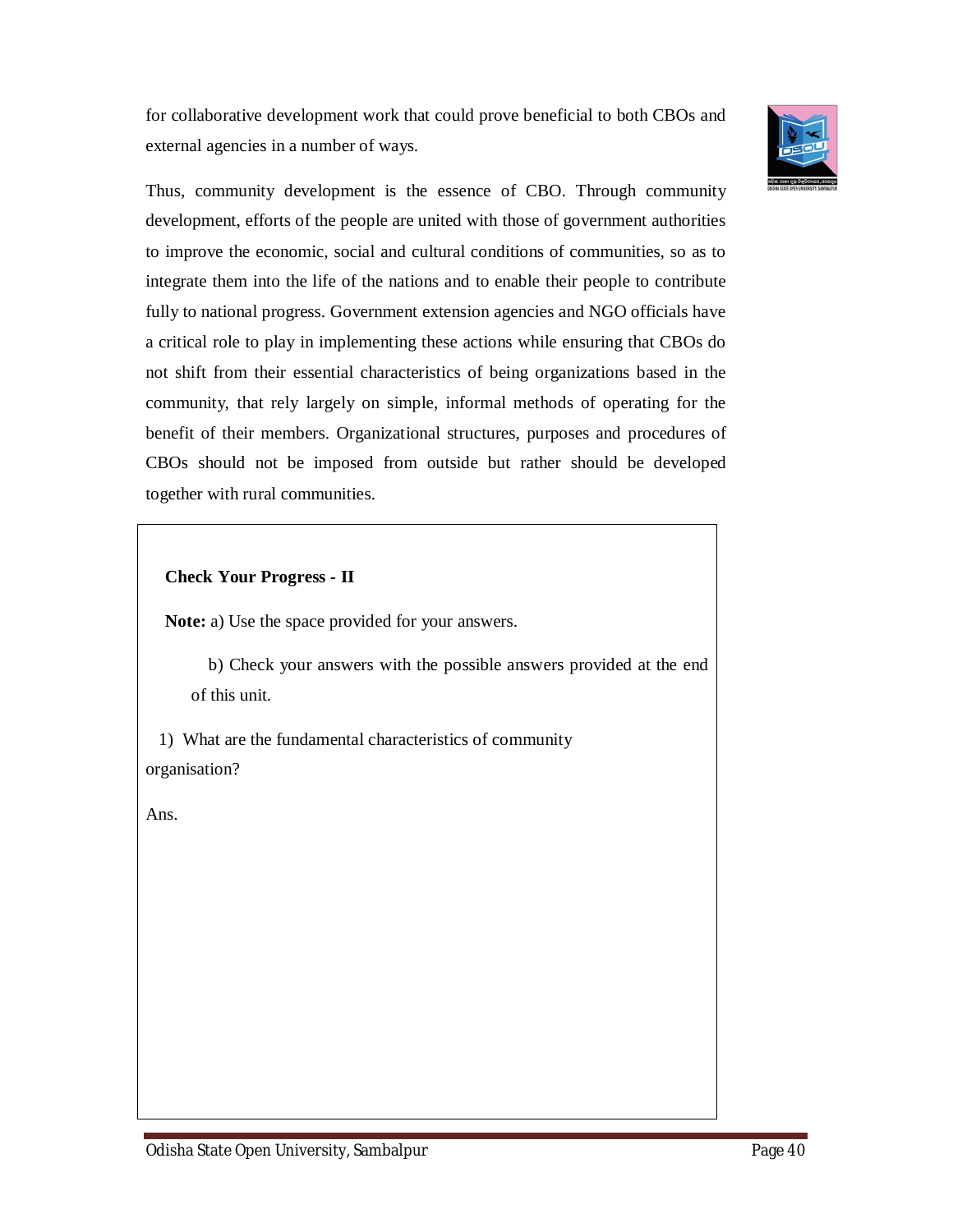for collaborative development work that could prove beneficial to both CBOs and external agencies in a number of ways.

Thus, community development is the essence of CBO. Through community development, efforts of the people are united with those of government authorities to improve the economic, social and cultural conditions of communities, so as to integrate them into the life of the nations and to enable their people to contribute fully to national progress. Government extension agencies and NGO officials have a critical role to play in implementing these actions while ensuring that CBOs do not shift from their essential characteristics of being organizations based in the community, that rely largely on simple, informal methods of operating for the benefit of their members. Organizational structures, purposes and procedures of CBOs should not be imposed from outside but rather should be developed together with rural communities.

**Check Your Progress - II**

**Note:** a) Use the space provided for your answers.

b) Check your answers with the possible answers provided at the end of this unit.

1) What are the fundamental characteristics of community organisation?

Ans.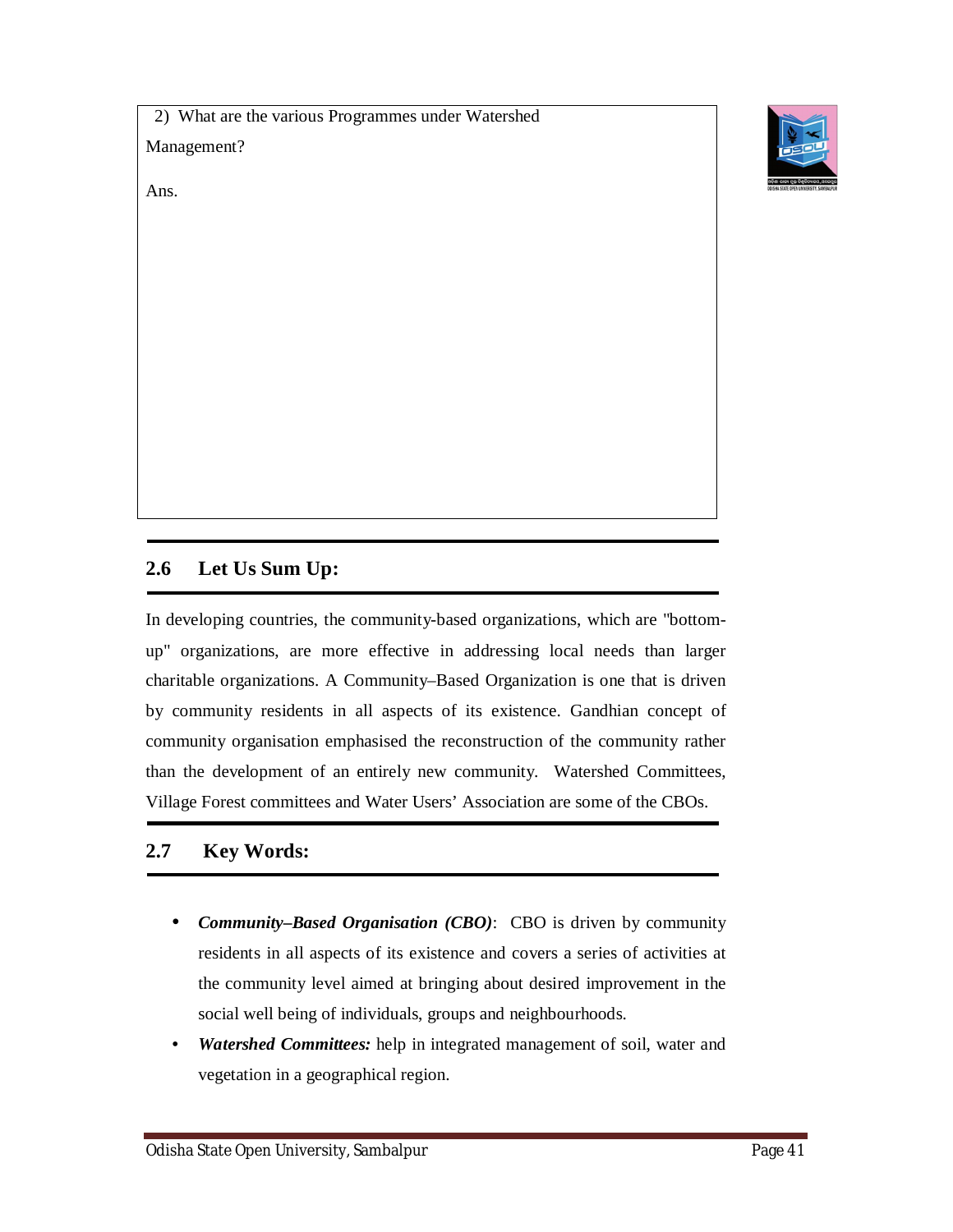2) What are the various Programmes under Watershed Management?

Ans.

## 2.6 Let Us Sum Up:

In developing countries, the community-based organizations, which are "bottom-up" organizations, are more effective in addressing local needs than larger charitable organizations. A Community–Based Organization is one that is driven by community residents in all aspects of its existence. Gandhian concept of community organisation emphasised the reconstruction of the community rather than the development of an entirely new community. Watershed Committees, Village Forest committees and Water Users' Association are some of the CBOs.

## 2.7 Key Words:

- ***Community–Based Organisation (CBO)***: CBO is driven by community residents in all aspects of its existence and covers a series of activities at the community level aimed at bringing about desired improvement in the social well being of individuals, groups and neighbourhoods.
- ***Watershed Committees:*** help in integrated management of soil, water and vegetation in a geographical region.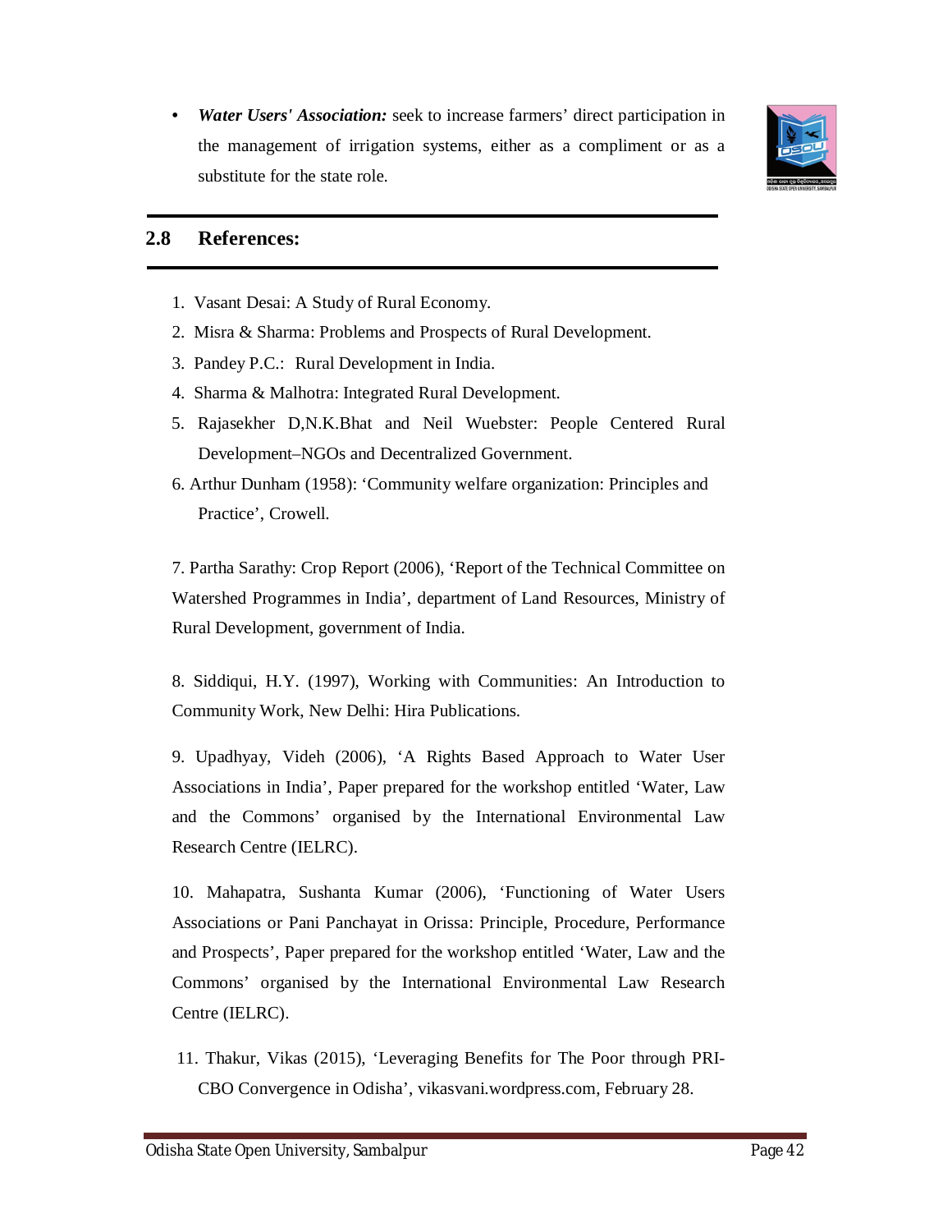- ***Water Users' Association:*** seek to increase farmers' direct participation in the management of irrigation systems, either as a compliment or as a substitute for the state role.

## 2.8 References:

1. Vasant Desai: A Study of Rural Economy.
2. Misra & Sharma: Problems and Prospects of Rural Development.
3. Pandey P.C.: Rural Development in India.
4. Sharma & Malhotra: Integrated Rural Development.
5. Rajasekher D,N.K.Bhat and Neil Wuebster: People Centered Rural Development–NGOs and Decentralized Government.
6. Arthur Dunham (1958): 'Community welfare organization: Principles and Practice', Crowell.
7. Partha Sarathy: Crop Report (2006), 'Report of the Technical Committee on Watershed Programmes in India', department of Land Resources, Ministry of Rural Development, government of India.
8. Siddiqui, H.Y. (1997), Working with Communities: An Introduction to Community Work, New Delhi: Hira Publications.
9. Upadhyay, Videh (2006), 'A Rights Based Approach to Water User Associations in India', Paper prepared for the workshop entitled 'Water, Law and the Commons' organised by the International Environmental Law Research Centre (IELRC).
10. Mahapatra, Sushanta Kumar (2006), 'Functioning of Water Users Associations or Pani Panchayat in Orissa: Principle, Procedure, Performance and Prospects', Paper prepared for the workshop entitled 'Water, Law and the Commons' organised by the International Environmental Law Research Centre (IELRC).
11. Thakur, Vikas (2015), 'Leveraging Benefits for The Poor through PRI-CBO Convergence in Odisha', vikasvani.wordpress.com, February 28.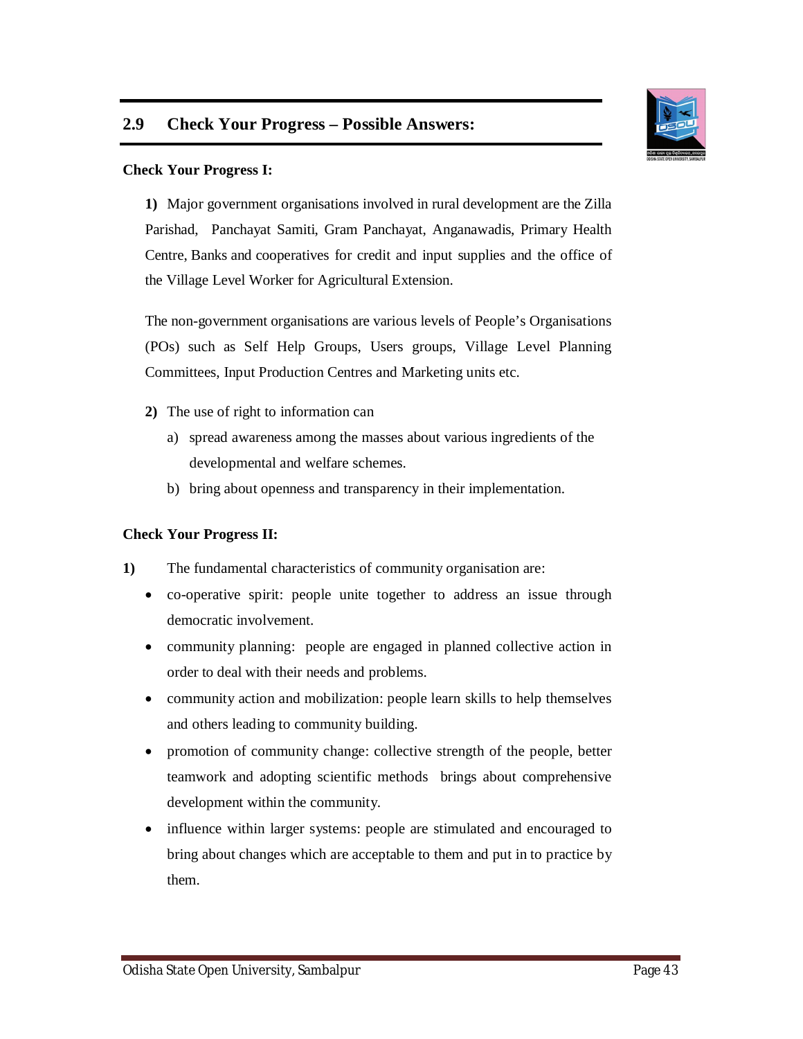## 2.9 Check Your Progress – Possible Answers:

**Check Your Progress I:**

**1)** Major government organisations involved in rural development are the Zilla Parishad, Panchayat Samiti, Gram Panchayat, Anganawadis, Primary Health Centre, Banks and cooperatives for credit and input supplies and the office of the Village Level Worker for Agricultural Extension.

The non-government organisations are various levels of People's Organisations (POs) such as Self Help Groups, Users groups, Village Level Planning Committees, Input Production Centres and Marketing units etc.

**2)** The use of right to information can

a) spread awareness among the masses about various ingredients of the developmental and welfare schemes.

b) bring about openness and transparency in their implementation.

**Check Your Progress II:**

**1)** The fundamental characteristics of community organisation are:

- co-operative spirit: people unite together to address an issue through democratic involvement.
- community planning: people are engaged in planned collective action in order to deal with their needs and problems.
- community action and mobilization: people learn skills to help themselves and others leading to community building.
- promotion of community change: collective strength of the people, better teamwork and adopting scientific methods brings about comprehensive development within the community.
- influence within larger systems: people are stimulated and encouraged to bring about changes which are acceptable to them and put in to practice by them.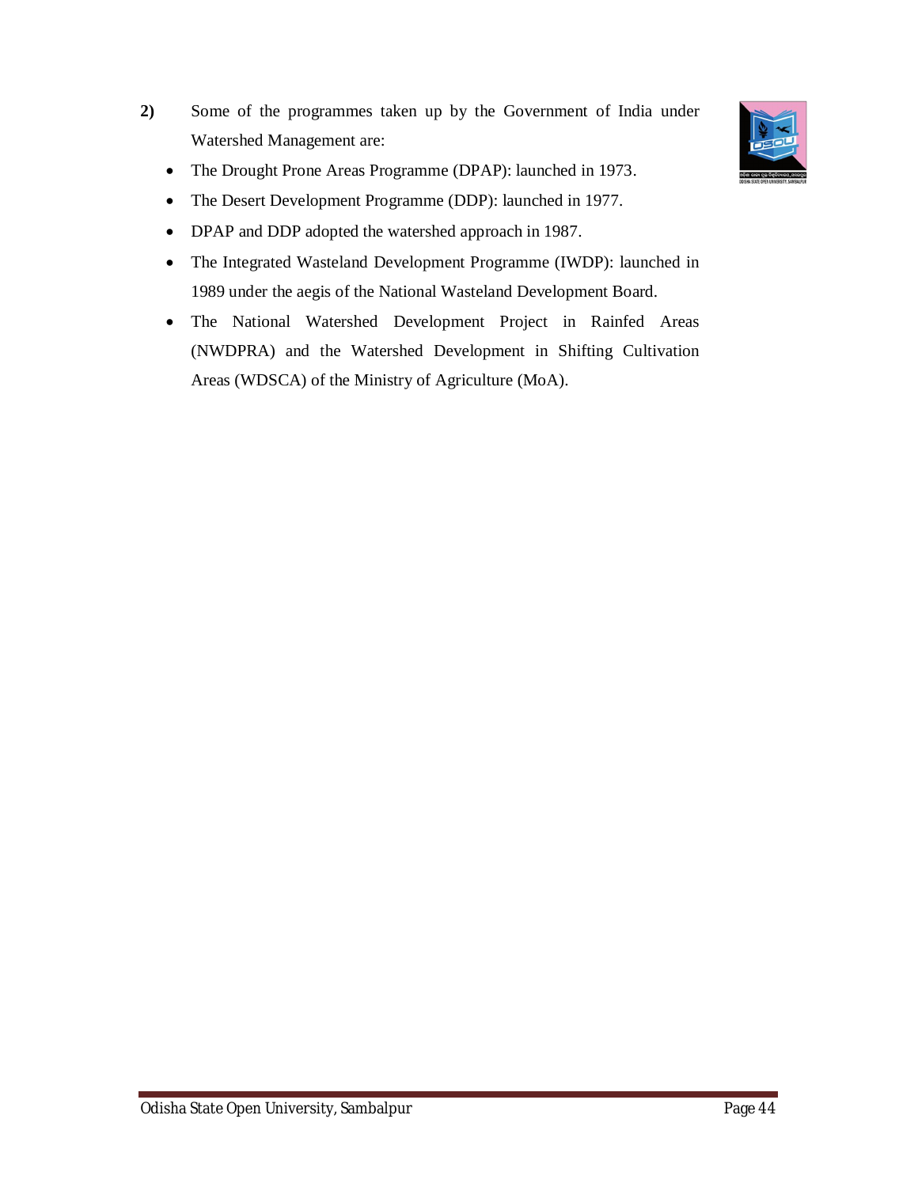**2)** Some of the programmes taken up by the Government of India under Watershed Management are:

- The Drought Prone Areas Programme (DPAP): launched in 1973.
- The Desert Development Programme (DDP): launched in 1977.
- DPAP and DDP adopted the watershed approach in 1987.
- The Integrated Wasteland Development Programme (IWDP): launched in 1989 under the aegis of the National Wasteland Development Board.
- The National Watershed Development Project in Rainfed Areas (NWDPRA) and the Watershed Development in Shifting Cultivation Areas (WDSCA) of the Ministry of Agriculture (MoA).